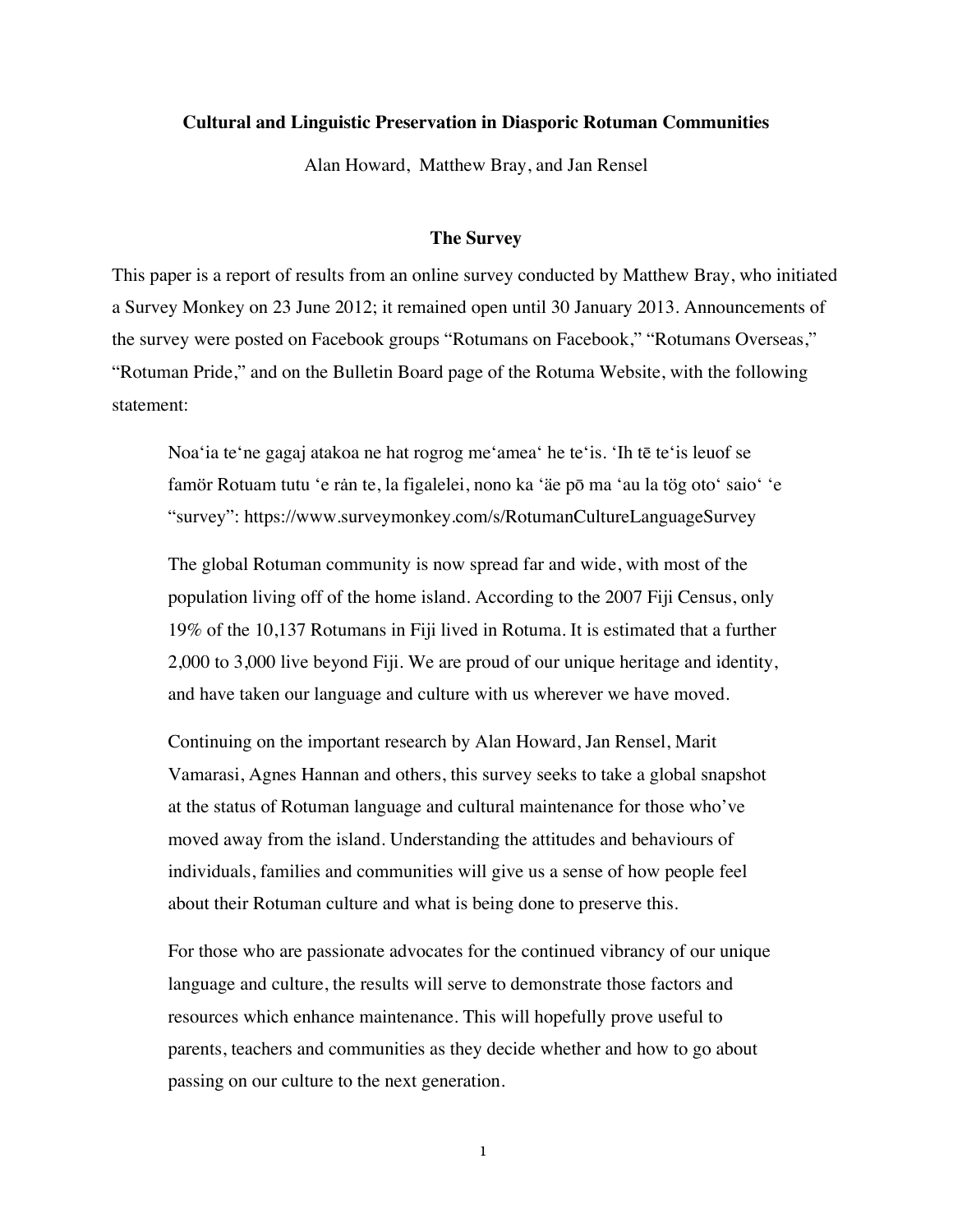**Cultural and Linguistic Preservation in Diasporic Rotuman Communities**

Alan Howard, Matthew Bray, and Jan Rensel

## The Survey

This paper is a report of results from an online survey conducted by Matthew Bray, who initiated a Survey Monkey on 23 June 2012; it remained open until 30 January 2013. Announcements of the survey were posted on Facebook groups "Rotumans on Facebook," "Rotumans Overseas," "Rotuman Pride," and on the Bulletin Board page of the Rotuma Website, with the following statement:

> Noaʻia teʻne gagaj atakoa ne hat rogrog meʻameaʻ he teʻis. ʻIh tē teʻis leuof se famör Rotuam tutu ʻe rån te, la figalelei, nono ka ʻäe pō ma ʻau la tög otoʻ saioʻ ʻe "survey": https://www.surveymonkey.com/s/RotumanCultureLanguageSurvey
>
> The global Rotuman community is now spread far and wide, with most of the population living off of the home island. According to the 2007 Fiji Census, only 19% of the 10,137 Rotumans in Fiji lived in Rotuma. It is estimated that a further 2,000 to 3,000 live beyond Fiji. We are proud of our unique heritage and identity, and have taken our language and culture with us wherever we have moved.
>
> Continuing on the important research by Alan Howard, Jan Rensel, Marit Vamarasi, Agnes Hannan and others, this survey seeks to take a global snapshot at the status of Rotuman language and cultural maintenance for those who've moved away from the island. Understanding the attitudes and behaviours of individuals, families and communities will give us a sense of how people feel about their Rotuman culture and what is being done to preserve this.
>
> For those who are passionate advocates for the continued vibrancy of our unique language and culture, the results will serve to demonstrate those factors and resources which enhance maintenance. This will hopefully prove useful to parents, teachers and communities as they decide whether and how to go about passing on our culture to the next generation.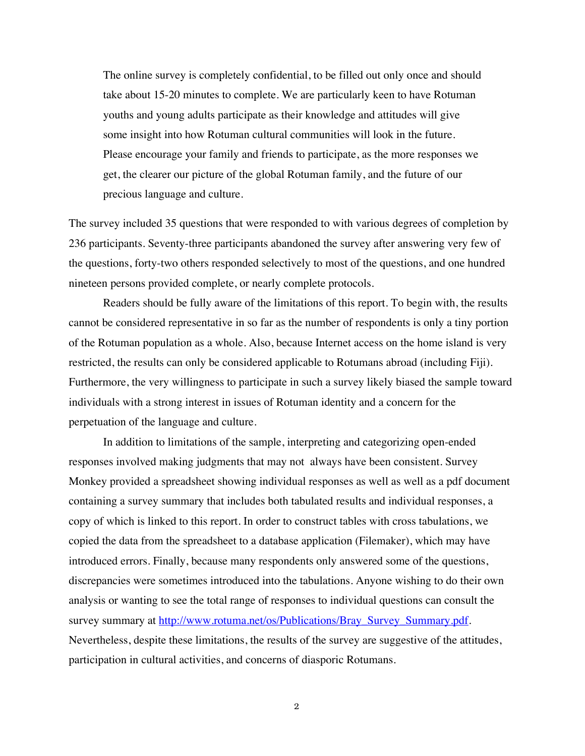> The online survey is completely confidential, to be filled out only once and should take about 15-20 minutes to complete. We are particularly keen to have Rotuman youths and young adults participate as their knowledge and attitudes will give some insight into how Rotuman cultural communities will look in the future. Please encourage your family and friends to participate, as the more responses we get, the clearer our picture of the global Rotuman family, and the future of our precious language and culture.

The survey included 35 questions that were responded to with various degrees of completion by 236 participants. Seventy-three participants abandoned the survey after answering very few of the questions, forty-two others responded selectively to most of the questions, and one hundred nineteen persons provided complete, or nearly complete protocols.

Readers should be fully aware of the limitations of this report. To begin with, the results cannot be considered representative in so far as the number of respondents is only a tiny portion of the Rotuman population as a whole. Also, because Internet access on the home island is very restricted, the results can only be considered applicable to Rotumans abroad (including Fiji). Furthermore, the very willingness to participate in such a survey likely biased the sample toward individuals with a strong interest in issues of Rotuman identity and a concern for the perpetuation of the language and culture.

In addition to limitations of the sample, interpreting and categorizing open-ended responses involved making judgments that may not always have been consistent. Survey Monkey provided a spreadsheet showing individual responses as well as well as a pdf document containing a survey summary that includes both tabulated results and individual responses, a copy of which is linked to this report. In order to construct tables with cross tabulations, we copied the data from the spreadsheet to a database application (Filemaker), which may have introduced errors. Finally, because many respondents only answered some of the questions, discrepancies were sometimes introduced into the tabulations. Anyone wishing to do their own analysis or wanting to see the total range of responses to individual questions can consult the survey summary at [http://www.rotuma.net/os/Publications/Bray_Survey_Summary.pdf](http://www.rotuma.net/os/Publications/Bray_Survey_Summary.pdf). Nevertheless, despite these limitations, the results of the survey are suggestive of the attitudes, participation in cultural activities, and concerns of diasporic Rotumans.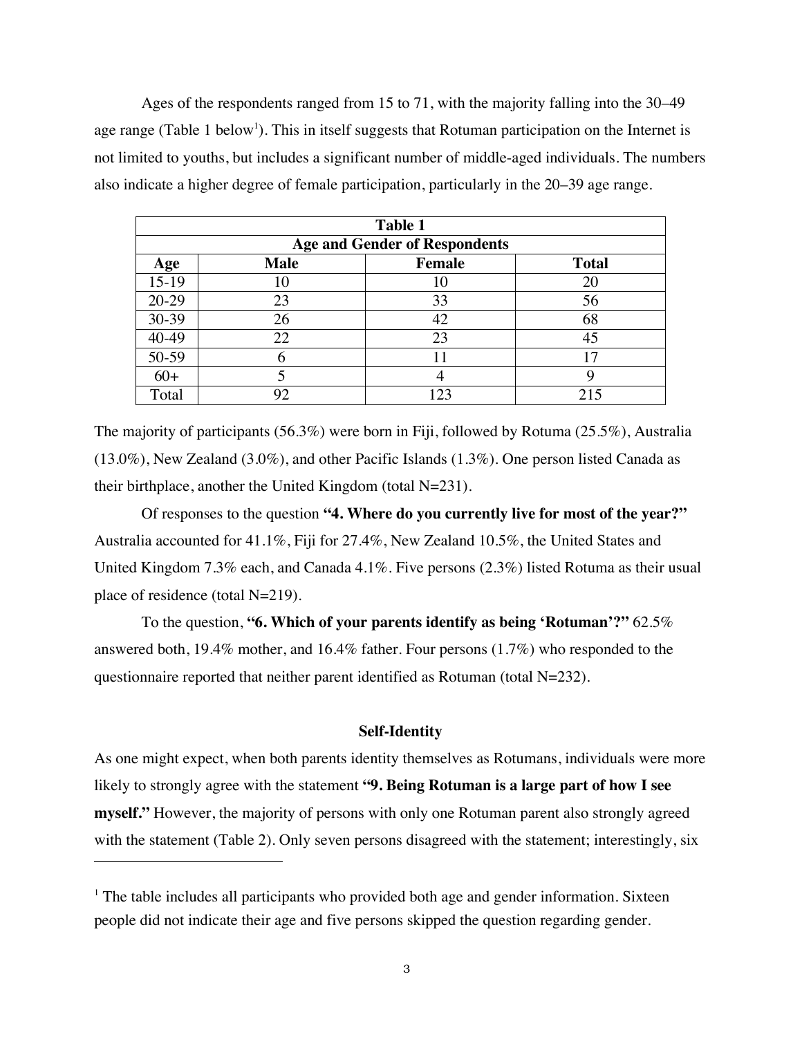Ages of the respondents ranged from 15 to 71, with the majority falling into the 30–49 age range (Table 1 below[1]). This in itself suggests that Rotuman participation on the Internet is not limited to youths, but includes a significant number of middle-aged individuals. The numbers also indicate a higher degree of female participation, particularly in the 20–39 age range.

**Table 1**

**Age and Gender of Respondents**

| Age | Male | Female | Total |
|---|---|---|---|
| 15-19 | 10 | 10 | 20 |
| 20-29 | 23 | 33 | 56 |
| 30-39 | 26 | 42 | 68 |
| 40-49 | 22 | 23 | 45 |
| 50-59 | 6 | 11 | 17 |
| 60+ | 5 | 4 | 9 |
| Total | 92 | 123 | 215 |

The majority of participants (56.3%) were born in Fiji, followed by Rotuma (25.5%), Australia (13.0%), New Zealand (3.0%), and other Pacific Islands (1.3%). One person listed Canada as their birthplace, another the United Kingdom (total N=231).

Of responses to the question **"4. Where do you currently live for most of the year?"** Australia accounted for 41.1%, Fiji for 27.4%, New Zealand 10.5%, the United States and United Kingdom 7.3% each, and Canada 4.1%. Five persons (2.3%) listed Rotuma as their usual place of residence (total N=219).

To the question, **"6. Which of your parents identify as being 'Rotuman'?"** 62.5% answered both, 19.4% mother, and 16.4% father. Four persons (1.7%) who responded to the questionnaire reported that neither parent identified as Rotuman (total N=232).

## Self-Identity

As one might expect, when both parents identity themselves as Rotumans, individuals were more likely to strongly agree with the statement **"9. Being Rotuman is a large part of how I see myself."** However, the majority of persons with only one Rotuman parent also strongly agreed with the statement (Table 2). Only seven persons disagreed with the statement; interestingly, six

[1] The table includes all participants who provided both age and gender information. Sixteen people did not indicate their age and five persons skipped the question regarding gender.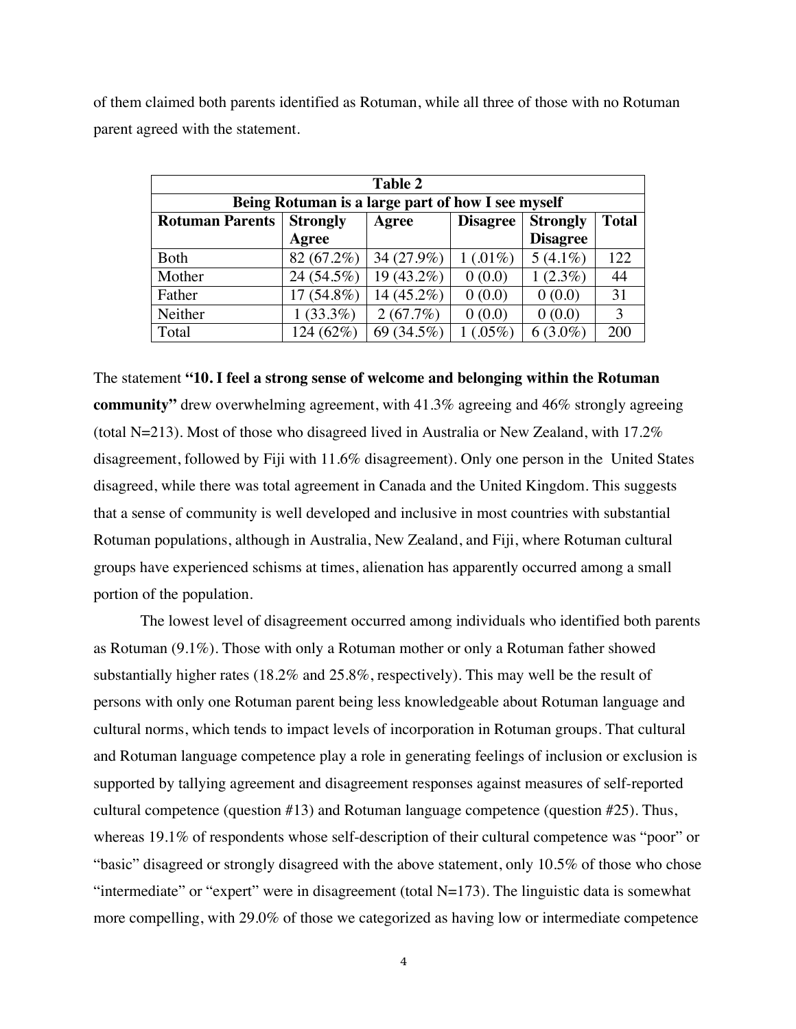of them claimed both parents identified as Rotuman, while all three of those with no Rotuman parent agreed with the statement.

| Table 2 | | | | | |
|---|---|---|---|---|---|
| **Being Rotuman is a large part of how I see myself** | | | | | |
| **Rotuman Parents** | **Strongly Agree** | **Agree** | **Disagree** | **Strongly Disagree** | **Total** |
| Both | 82 (67.2%) | 34 (27.9%) | 1 (.01%) | 5 (4.1%) | 122 |
| Mother | 24 (54.5%) | 19 (43.2%) | 0 (0.0) | 1 (2.3%) | 44 |
| Father | 17 (54.8%) | 14 (45.2%) | 0 (0.0) | 0 (0.0) | 31 |
| Neither | 1 (33.3%) | 2 (67.7%) | 0 (0.0) | 0 (0.0) | 3 |
| Total | 124 (62%) | 69 (34.5%) | 1 (.05%) | 6 (3.0%) | 200 |

The statement **"10. I feel a strong sense of welcome and belonging within the Rotuman community"** drew overwhelming agreement, with 41.3% agreeing and 46% strongly agreeing (total N=213). Most of those who disagreed lived in Australia or New Zealand, with 17.2% disagreement, followed by Fiji with 11.6% disagreement). Only one person in the United States disagreed, while there was total agreement in Canada and the United Kingdom. This suggests that a sense of community is well developed and inclusive in most countries with substantial Rotuman populations, although in Australia, New Zealand, and Fiji, where Rotuman cultural groups have experienced schisms at times, alienation has apparently occurred among a small portion of the population.

The lowest level of disagreement occurred among individuals who identified both parents as Rotuman (9.1%). Those with only a Rotuman mother or only a Rotuman father showed substantially higher rates (18.2% and 25.8%, respectively). This may well be the result of persons with only one Rotuman parent being less knowledgeable about Rotuman language and cultural norms, which tends to impact levels of incorporation in Rotuman groups. That cultural and Rotuman language competence play a role in generating feelings of inclusion or exclusion is supported by tallying agreement and disagreement responses against measures of self-reported cultural competence (question #13) and Rotuman language competence (question #25). Thus, whereas 19.1% of respondents whose self-description of their cultural competence was "poor" or "basic" disagreed or strongly disagreed with the above statement, only 10.5% of those who chose "intermediate" or "expert" were in disagreement (total N=173). The linguistic data is somewhat more compelling, with 29.0% of those we categorized as having low or intermediate competence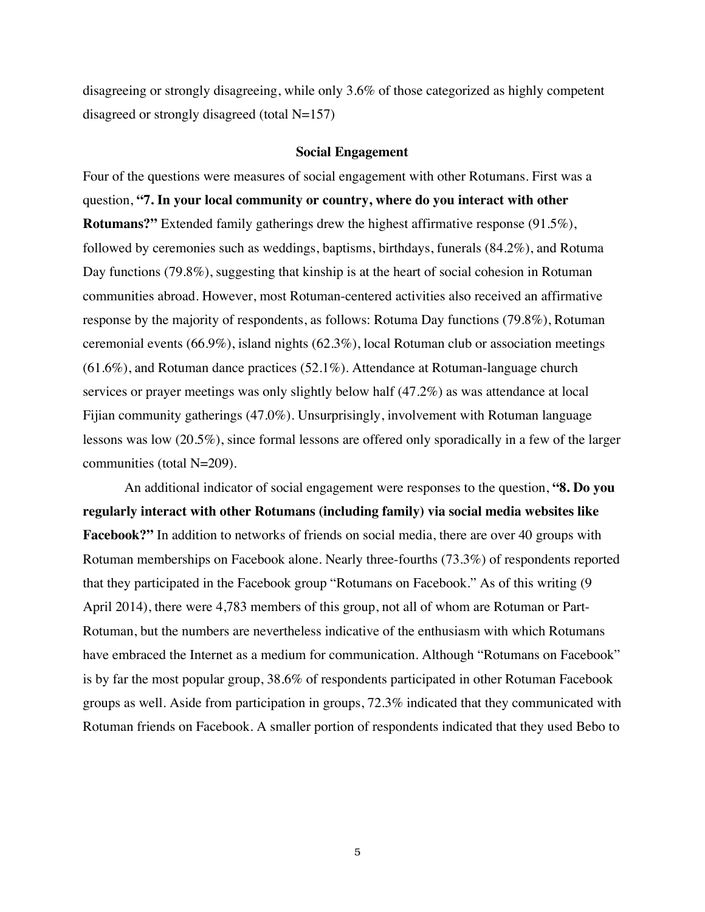disagreeing or strongly disagreeing, while only 3.6% of those categorized as highly competent disagreed or strongly disagreed (total N=157)

## Social Engagement

Four of the questions were measures of social engagement with other Rotumans. First was a question, **"7. In your local community or country, where do you interact with other Rotumans?"** Extended family gatherings drew the highest affirmative response (91.5%), followed by ceremonies such as weddings, baptisms, birthdays, funerals (84.2%), and Rotuma Day functions (79.8%), suggesting that kinship is at the heart of social cohesion in Rotuman communities abroad. However, most Rotuman-centered activities also received an affirmative response by the majority of respondents, as follows: Rotuma Day functions (79.8%), Rotuman ceremonial events (66.9%), island nights (62.3%), local Rotuman club or association meetings (61.6%), and Rotuman dance practices (52.1%). Attendance at Rotuman-language church services or prayer meetings was only slightly below half (47.2%) as was attendance at local Fijian community gatherings (47.0%). Unsurprisingly, involvement with Rotuman language lessons was low (20.5%), since formal lessons are offered only sporadically in a few of the larger communities (total N=209).

An additional indicator of social engagement were responses to the question, **"8. Do you regularly interact with other Rotumans (including family) via social media websites like Facebook?"** In addition to networks of friends on social media, there are over 40 groups with Rotuman memberships on Facebook alone. Nearly three-fourths (73.3%) of respondents reported that they participated in the Facebook group "Rotumans on Facebook." As of this writing (9 April 2014), there were 4,783 members of this group, not all of whom are Rotuman or Part-Rotuman, but the numbers are nevertheless indicative of the enthusiasm with which Rotumans have embraced the Internet as a medium for communication. Although "Rotumans on Facebook" is by far the most popular group, 38.6% of respondents participated in other Rotuman Facebook groups as well. Aside from participation in groups, 72.3% indicated that they communicated with Rotuman friends on Facebook. A smaller portion of respondents indicated that they used Bebo to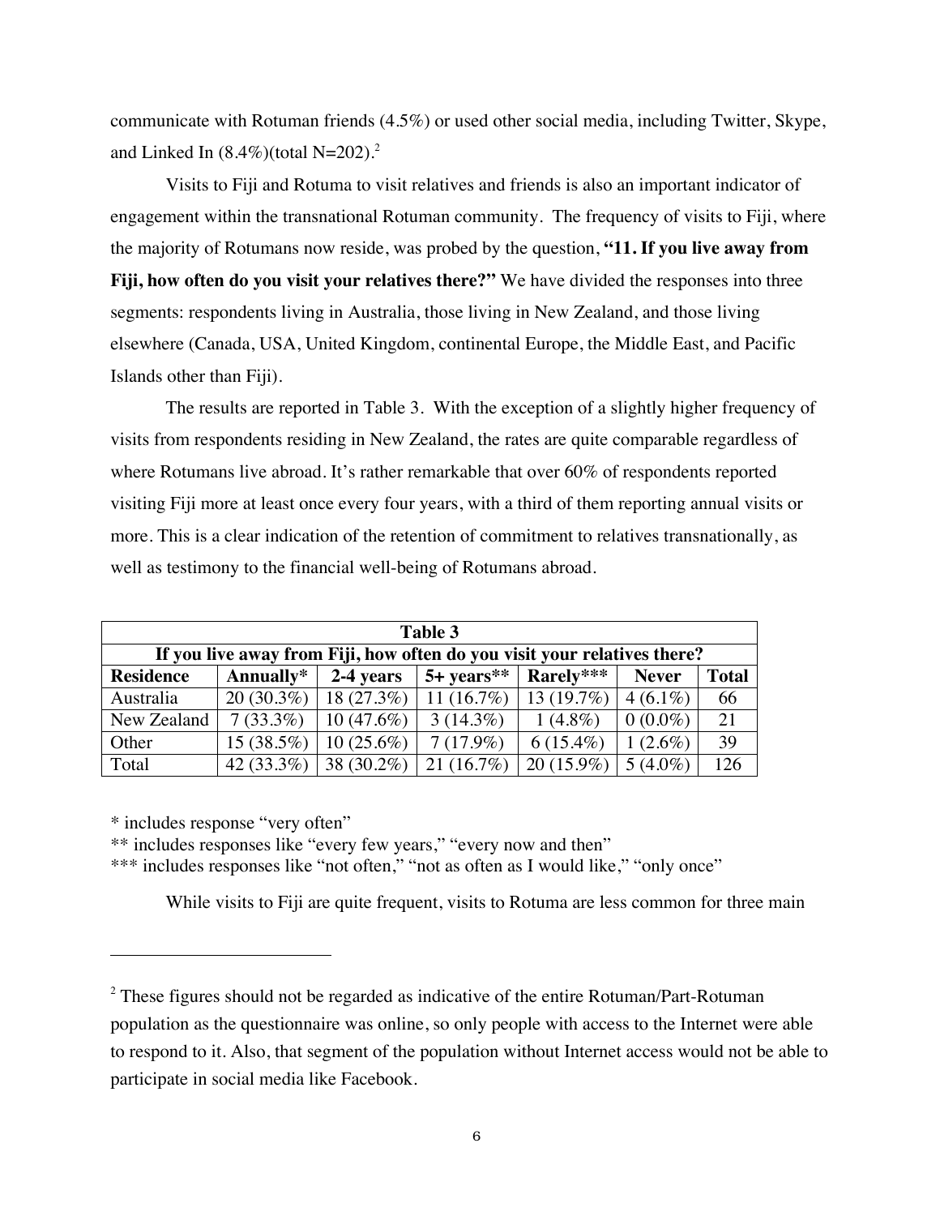communicate with Rotuman friends (4.5%) or used other social media, including Twitter, Skype, and Linked In (8.4%)(total N=202).[2]

Visits to Fiji and Rotuma to visit relatives and friends is also an important indicator of engagement within the transnational Rotuman community. The frequency of visits to Fiji, where the majority of Rotumans now reside, was probed by the question, **"11. If you live away from Fiji, how often do you visit your relatives there?"** We have divided the responses into three segments: respondents living in Australia, those living in New Zealand, and those living elsewhere (Canada, USA, United Kingdom, continental Europe, the Middle East, and Pacific Islands other than Fiji).

The results are reported in Table 3. With the exception of a slightly higher frequency of visits from respondents residing in New Zealand, the rates are quite comparable regardless of where Rotumans live abroad. It's rather remarkable that over 60% of respondents reported visiting Fiji more at least once every four years, with a third of them reporting annual visits or more. This is a clear indication of the retention of commitment to relatives transnationally, as well as testimony to the financial well-being of Rotumans abroad.

**Table 3**

**If you live away from Fiji, how often do you visit your relatives there?**

| Residence | Annually* | 2-4 years | 5+ years** | Rarely*** | Never | Total |
|---|---|---|---|---|---|---|
| Australia | 20 (30.3%) | 18 (27.3%) | 11 (16.7%) | 13 (19.7%) | 4 (6.1%) | 66 |
| New Zealand | 7 (33.3%) | 10 (47.6%) | 3 (14.3%) | 1 (4.8%) | 0 (0.0%) | 21 |
| Other | 15 (38.5%) | 10 (25.6%) | 7 (17.9%) | 6 (15.4%) | 1 (2.6%) | 39 |
| Total | 42 (33.3%) | 38 (30.2%) | 21 (16.7%) | 20 (15.9%) | 5 (4.0%) | 126 |

* includes response "very often"

** includes responses like "every few years," "every now and then"

*** includes responses like "not often," "not as often as I would like," "only once"

While visits to Fiji are quite frequent, visits to Rotuma are less common for three main

[2] These figures should not be regarded as indicative of the entire Rotuman/Part-Rotuman population as the questionnaire was online, so only people with access to the Internet were able to respond to it. Also, that segment of the population without Internet access would not be able to participate in social media like Facebook.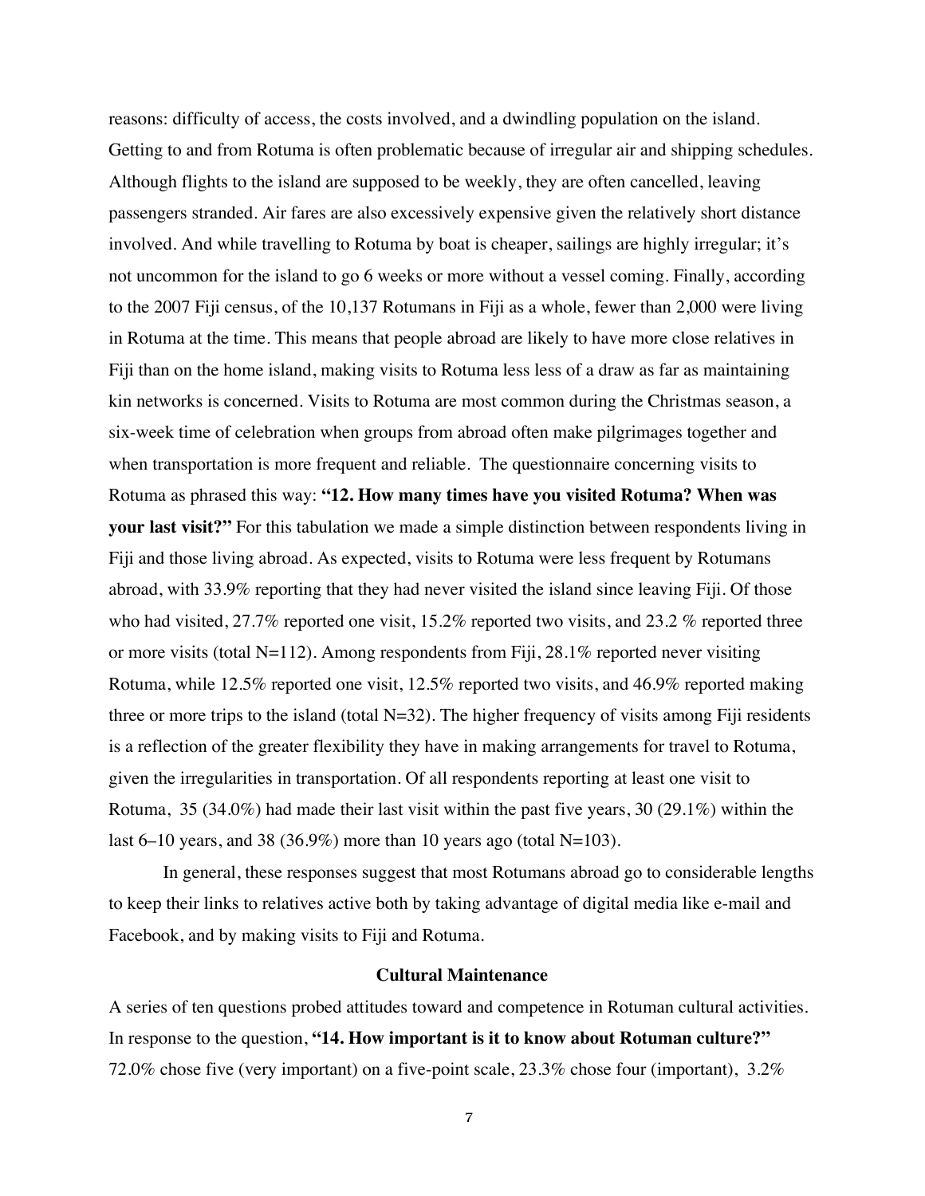reasons: difficulty of access, the costs involved, and a dwindling population on the island. Getting to and from Rotuma is often problematic because of irregular air and shipping schedules. Although flights to the island are supposed to be weekly, they are often cancelled, leaving passengers stranded. Air fares are also excessively expensive given the relatively short distance involved. And while travelling to Rotuma by boat is cheaper, sailings are highly irregular; it's not uncommon for the island to go 6 weeks or more without a vessel coming. Finally, according to the 2007 Fiji census, of the 10,137 Rotumans in Fiji as a whole, fewer than 2,000 were living in Rotuma at the time. This means that people abroad are likely to have more close relatives in Fiji than on the home island, making visits to Rotuma less less of a draw as far as maintaining kin networks is concerned. Visits to Rotuma are most common during the Christmas season, a six-week time of celebration when groups from abroad often make pilgrimages together and when transportation is more frequent and reliable. The questionnaire concerning visits to Rotuma as phrased this way: **"12. How many times have you visited Rotuma? When was your last visit?"** For this tabulation we made a simple distinction between respondents living in Fiji and those living abroad. As expected, visits to Rotuma were less frequent by Rotumans abroad, with 33.9% reporting that they had never visited the island since leaving Fiji. Of those who had visited, 27.7% reported one visit, 15.2% reported two visits, and 23.2 % reported three or more visits (total N=112). Among respondents from Fiji, 28.1% reported never visiting Rotuma, while 12.5% reported one visit, 12.5% reported two visits, and 46.9% reported making three or more trips to the island (total N=32). The higher frequency of visits among Fiji residents is a reflection of the greater flexibility they have in making arrangements for travel to Rotuma, given the irregularities in transportation. Of all respondents reporting at least one visit to Rotuma, 35 (34.0%) had made their last visit within the past five years, 30 (29.1%) within the last 6–10 years, and 38 (36.9%) more than 10 years ago (total N=103).

In general, these responses suggest that most Rotumans abroad go to considerable lengths to keep their links to relatives active both by taking advantage of digital media like e-mail and Facebook, and by making visits to Fiji and Rotuma.

## Cultural Maintenance

A series of ten questions probed attitudes toward and competence in Rotuman cultural activities. In response to the question, **"14. How important is it to know about Rotuman culture?"** 72.0% chose five (very important) on a five-point scale, 23.3% chose four (important), 3.2%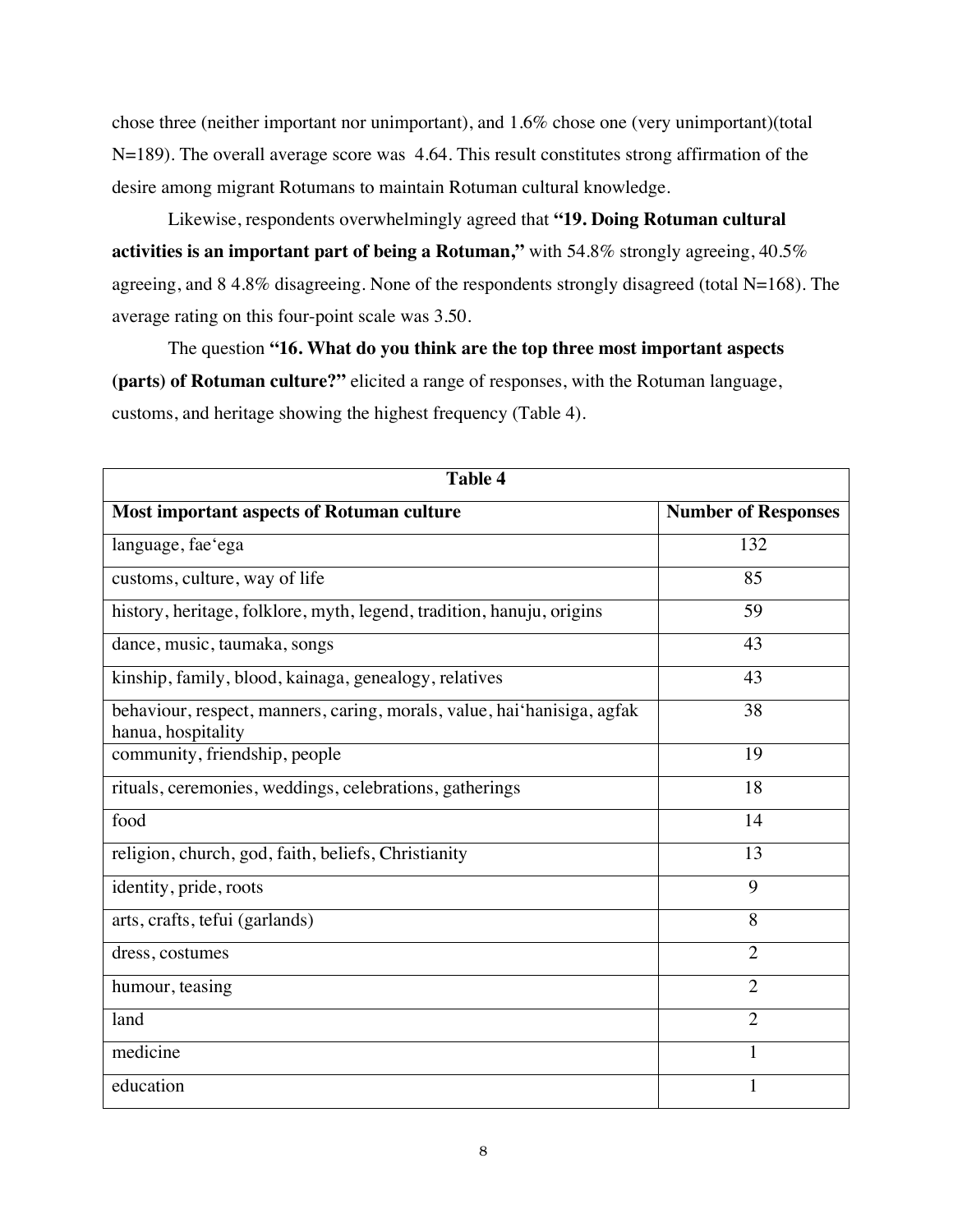chose three (neither important nor unimportant), and 1.6% chose one (very unimportant)(total N=189). The overall average score was 4.64. This result constitutes strong affirmation of the desire among migrant Rotumans to maintain Rotuman cultural knowledge.

Likewise, respondents overwhelmingly agreed that **"19. Doing Rotuman cultural activities is an important part of being a Rotuman,"** with 54.8% strongly agreeing, 40.5% agreeing, and 8 4.8% disagreeing. None of the respondents strongly disagreed (total N=168). The average rating on this four-point scale was 3.50.

The question **"16. What do you think are the top three most important aspects (parts) of Rotuman culture?"** elicited a range of responses, with the Rotuman language, customs, and heritage showing the highest frequency (Table 4).

| **Table 4** | |
|---|---|
| **Most important aspects of Rotuman culture** | **Number of Responses** |
| language, fae'ega | 132 |
| customs, culture, way of life | 85 |
| history, heritage, folklore, myth, legend, tradition, hanuju, origins | 59 |
| dance, music, taumaka, songs | 43 |
| kinship, family, blood, kainaga, genealogy, relatives | 43 |
| behaviour, respect, manners, caring, morals, value, hai'hanisiga, agfak hanua, hospitality | 38 |
| community, friendship, people | 19 |
| rituals, ceremonies, weddings, celebrations, gatherings | 18 |
| food | 14 |
| religion, church, god, faith, beliefs, Christianity | 13 |
| identity, pride, roots | 9 |
| arts, crafts, tefui (garlands) | 8 |
| dress, costumes | 2 |
| humour, teasing | 2 |
| land | 2 |
| medicine | 1 |
| education | 1 |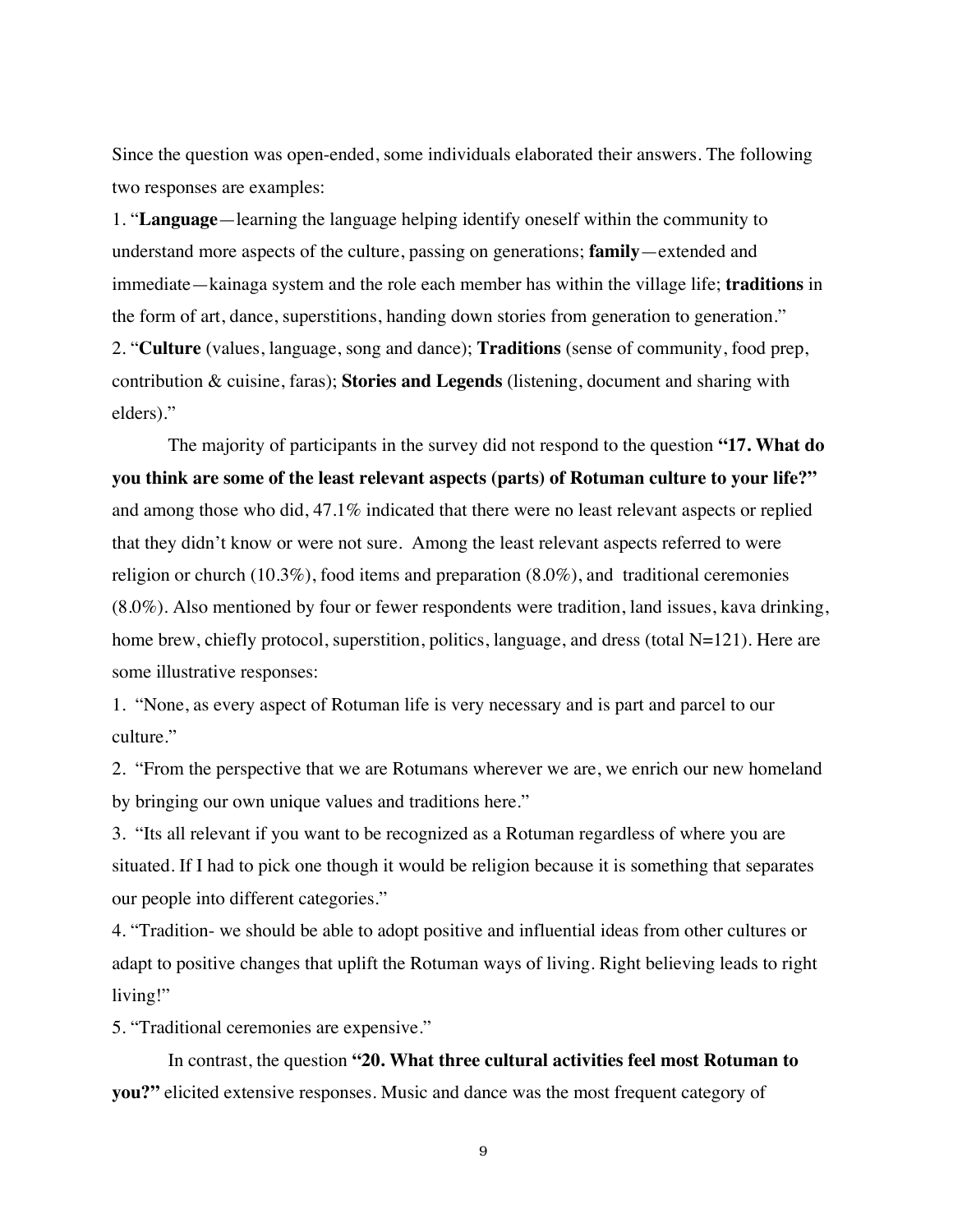Since the question was open-ended, some individuals elaborated their answers. The following two responses are examples:

1. "**Language**—learning the language helping identify oneself within the community to understand more aspects of the culture, passing on generations; **family**—extended and immediate—kainaga system and the role each member has within the village life; **traditions** in the form of art, dance, superstitions, handing down stories from generation to generation."
2. "**Culture** (values, language, song and dance); **Traditions** (sense of community, food prep, contribution & cuisine, faras); **Stories and Legends** (listening, document and sharing with elders)."

The majority of participants in the survey did not respond to the question **"17. What do you think are some of the least relevant aspects (parts) of Rotuman culture to your life?"** and among those who did, 47.1% indicated that there were no least relevant aspects or replied that they didn't know or were not sure. Among the least relevant aspects referred to were religion or church (10.3%), food items and preparation (8.0%), and traditional ceremonies (8.0%). Also mentioned by four or fewer respondents were tradition, land issues, kava drinking, home brew, chiefly protocol, superstition, politics, language, and dress (total N=121). Here are some illustrative responses:

1. "None, as every aspect of Rotuman life is very necessary and is part and parcel to our culture."
2. "From the perspective that we are Rotumans wherever we are, we enrich our new homeland by bringing our own unique values and traditions here."
3. "Its all relevant if you want to be recognized as a Rotuman regardless of where you are situated. If I had to pick one though it would be religion because it is something that separates our people into different categories."
4. "Tradition- we should be able to adopt positive and influential ideas from other cultures or adapt to positive changes that uplift the Rotuman ways of living. Right believing leads to right living!"
5. "Traditional ceremonies are expensive."

In contrast, the question **"20. What three cultural activities feel most Rotuman to you?"** elicited extensive responses. Music and dance was the most frequent category of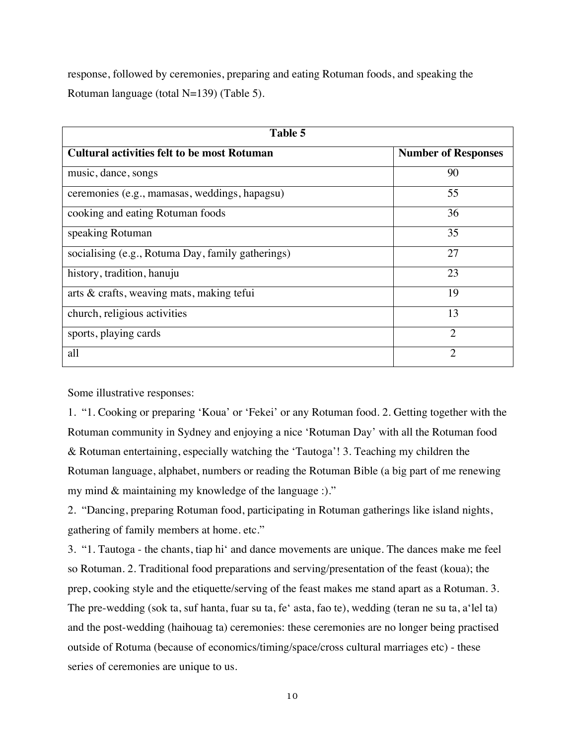response, followed by ceremonies, preparing and eating Rotuman foods, and speaking the Rotuman language (total N=139) (Table 5).

| Table 5 | |
|---|---|
| **Cultural activities felt to be most Rotuman** | **Number of Responses** |
| music, dance, songs | 90 |
| ceremonies (e.g., mamasas, weddings, hapagsu) | 55 |
| cooking and eating Rotuman foods | 36 |
| speaking Rotuman | 35 |
| socialising (e.g., Rotuma Day, family gatherings) | 27 |
| history, tradition, hanuju | 23 |
| arts & crafts, weaving mats, making tefui | 19 |
| church, religious activities | 13 |
| sports, playing cards | 2 |
| all | 2 |

Some illustrative responses:

1. "1. Cooking or preparing 'Koua' or 'Fekei' or any Rotuman food. 2. Getting together with the Rotuman community in Sydney and enjoying a nice 'Rotuman Day' with all the Rotuman food & Rotuman entertaining, especially watching the 'Tautoga'! 3. Teaching my children the Rotuman language, alphabet, numbers or reading the Rotuman Bible (a big part of me renewing my mind & maintaining my knowledge of the language :)."
2. "Dancing, preparing Rotuman food, participating in Rotuman gatherings like island nights, gathering of family members at home. etc."
3. "1. Tautoga - the chants, tiap hi' and dance movements are unique. The dances make me feel so Rotuman. 2. Traditional food preparations and serving/presentation of the feast (koua); the prep, cooking style and the etiquette/serving of the feast makes me stand apart as a Rotuman. 3. The pre-wedding (sok ta, suf hanta, fuar su ta, fe' asta, fao te), wedding (teran ne su ta, a'lel ta) and the post-wedding (haihouag ta) ceremonies: these ceremonies are no longer being practised outside of Rotuma (because of economics/timing/space/cross cultural marriages etc) - these series of ceremonies are unique to us.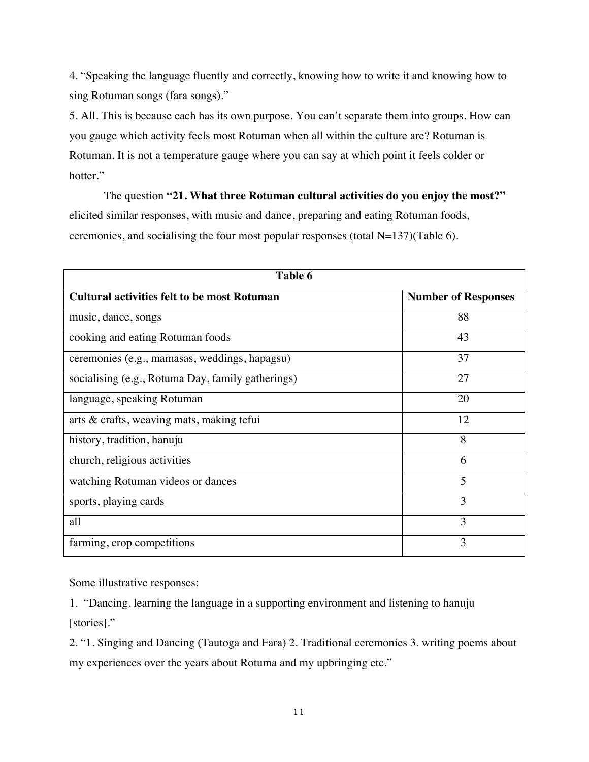4. “Speaking the language fluently and correctly, knowing how to write it and knowing how to sing Rotuman songs (fara songs).”

5. All. This is because each has its own purpose. You can’t separate them into groups. How can you gauge which activity feels most Rotuman when all within the culture are? Rotuman is Rotuman. It is not a temperature gauge where you can say at which point it feels colder or hotter.”

The question **“21. What three Rotuman cultural activities do you enjoy the most?”** elicited similar responses, with music and dance, preparing and eating Rotuman foods, ceremonies, and socialising the four most popular responses (total N=137)(Table 6).

**Table 6**

| Cultural activities felt to be most Rotuman | Number of Responses |
|---|---|
| music, dance, songs | 88 |
| cooking and eating Rotuman foods | 43 |
| ceremonies (e.g., mamasas, weddings, hapagsu) | 37 |
| socialising (e.g., Rotuma Day, family gatherings) | 27 |
| language, speaking Rotuman | 20 |
| arts & crafts, weaving mats, making tefui | 12 |
| history, tradition, hanuju | 8 |
| church, religious activities | 6 |
| watching Rotuman videos or dances | 5 |
| sports, playing cards | 3 |
| all | 3 |
| farming, crop competitions | 3 |

Some illustrative responses:

1. “Dancing, learning the language in a supporting environment and listening to hanuju [stories].”

2. “1. Singing and Dancing (Tautoga and Fara) 2. Traditional ceremonies 3. writing poems about my experiences over the years about Rotuma and my upbringing etc.”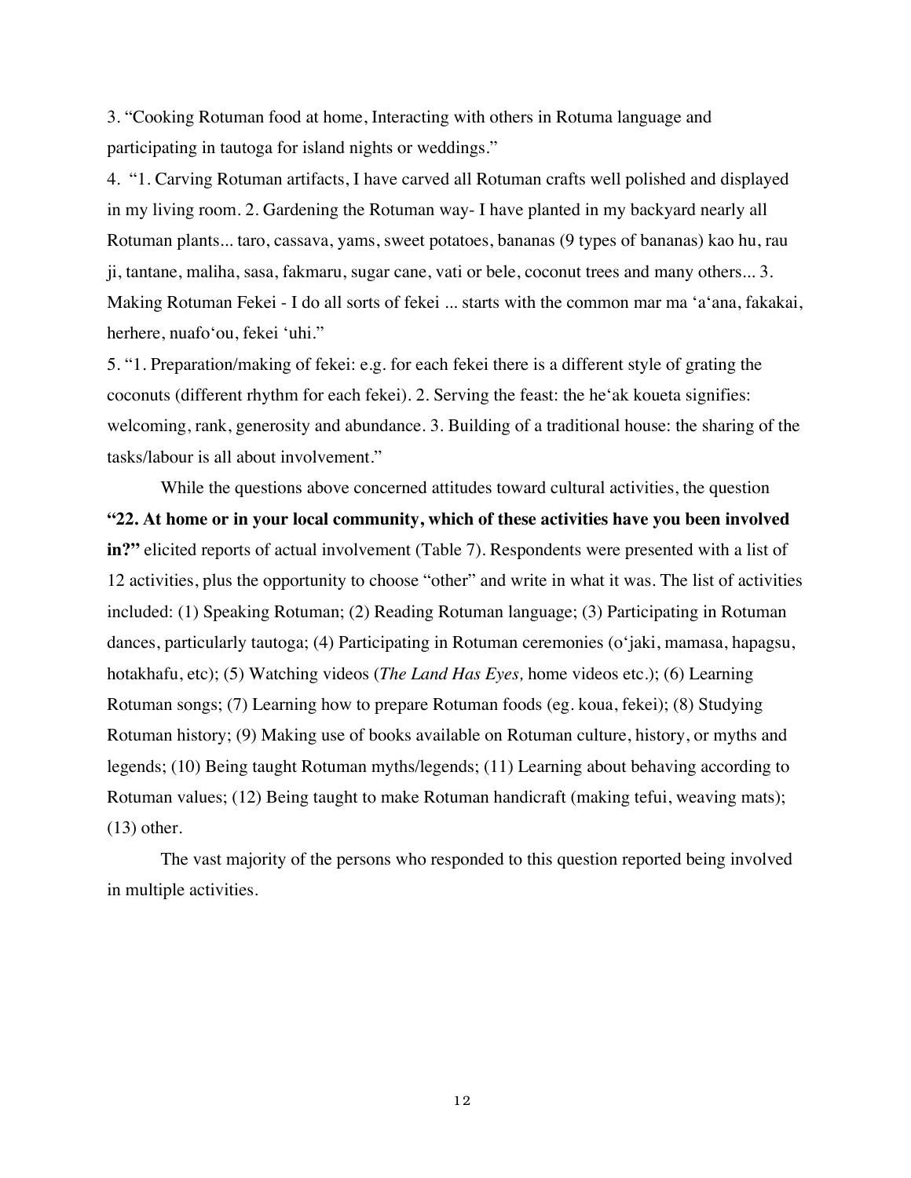3. “Cooking Rotuman food at home, Interacting with others in Rotuma language and participating in tautoga for island nights or weddings.”

4. “1. Carving Rotuman artifacts, I have carved all Rotuman crafts well polished and displayed in my living room. 2. Gardening the Rotuman way- I have planted in my backyard nearly all Rotuman plants... taro, cassava, yams, sweet potatoes, bananas (9 types of bananas) kao hu, rau ji, tantane, maliha, sasa, fakmaru, sugar cane, vati or bele, coconut trees and many others... 3. Making Rotuman Fekei - I do all sorts of fekei ... starts with the common mar ma ‘a‘ana, fakakai, herhere, nuafo‘ou, fekei ‘uhi.”

5. “1. Preparation/making of fekei: e.g. for each fekei there is a different style of grating the coconuts (different rhythm for each fekei). 2. Serving the feast: the he‘ak koueta signifies: welcoming, rank, generosity and abundance. 3. Building of a traditional house: the sharing of the tasks/labour is all about involvement.”

While the questions above concerned attitudes toward cultural activities, the question **“22. At home or in your local community, which of these activities have you been involved in?”** elicited reports of actual involvement (Table 7). Respondents were presented with a list of 12 activities, plus the opportunity to choose “other” and write in what it was. The list of activities included: (1) Speaking Rotuman; (2) Reading Rotuman language; (3) Participating in Rotuman dances, particularly tautoga; (4) Participating in Rotuman ceremonies (o‘jaki, mamasa, hapagsu, hotakhafu, etc); (5) Watching videos (*The Land Has Eyes,* home videos etc.); (6) Learning Rotuman songs; (7) Learning how to prepare Rotuman foods (eg. koua, fekei); (8) Studying Rotuman history; (9) Making use of books available on Rotuman culture, history, or myths and legends; (10) Being taught Rotuman myths/legends; (11) Learning about behaving according to Rotuman values; (12) Being taught to make Rotuman handicraft (making tefui, weaving mats); (13) other.

The vast majority of the persons who responded to this question reported being involved in multiple activities.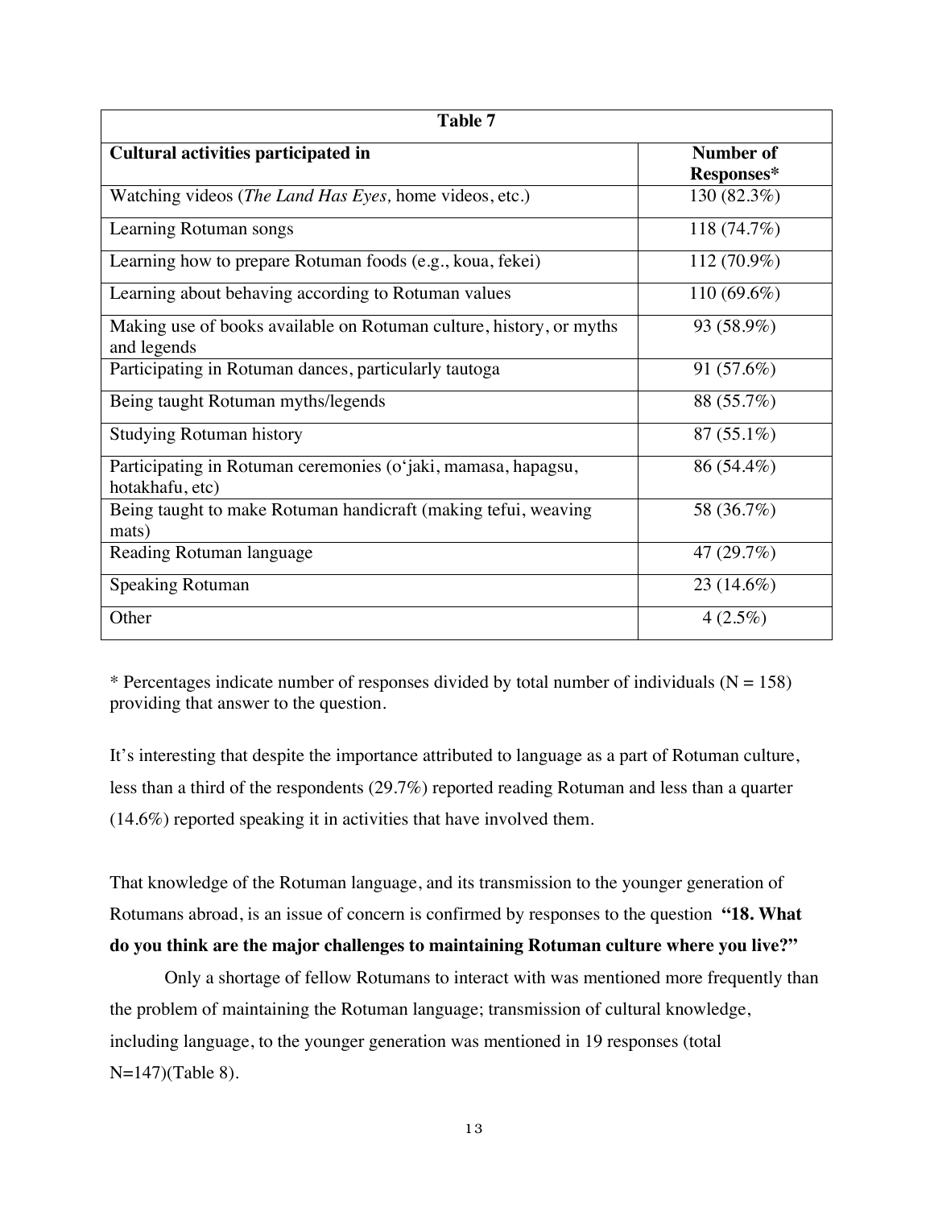| **Table 7** | |
|---|---|
| **Cultural activities participated in** | **Number of Responses*** |
| Watching videos (*The Land Has Eyes,* home videos, etc.) | 130 (82.3%) |
| Learning Rotuman songs | 118 (74.7%) |
| Learning how to prepare Rotuman foods (e.g., koua, fekei) | 112 (70.9%) |
| Learning about behaving according to Rotuman values | 110 (69.6%) |
| Making use of books available on Rotuman culture, history, or myths and legends | 93 (58.9%) |
| Participating in Rotuman dances, particularly tautoga | 91 (57.6%) |
| Being taught Rotuman myths/legends | 88 (55.7%) |
| Studying Rotuman history | 87 (55.1%) |
| Participating in Rotuman ceremonies (o'jaki, mamasa, hapagsu, hotakhafu, etc) | 86 (54.4%) |
| Being taught to make Rotuman handicraft (making tefui, weaving mats) | 58 (36.7%) |
| Reading Rotuman language | 47 (29.7%) |
| Speaking Rotuman | 23 (14.6%) |
| Other | 4 (2.5%) |

* Percentages indicate number of responses divided by total number of individuals (N = 158) providing that answer to the question.

It's interesting that despite the importance attributed to language as a part of Rotuman culture, less than a third of the respondents (29.7%) reported reading Rotuman and less than a quarter (14.6%) reported speaking it in activities that have involved them.

That knowledge of the Rotuman language, and its transmission to the younger generation of Rotumans abroad, is an issue of concern is confirmed by responses to the question **"18. What do you think are the major challenges to maintaining Rotuman culture where you live?"**

Only a shortage of fellow Rotumans to interact with was mentioned more frequently than the problem of maintaining the Rotuman language; transmission of cultural knowledge, including language, to the younger generation was mentioned in 19 responses (total N=147)(Table 8).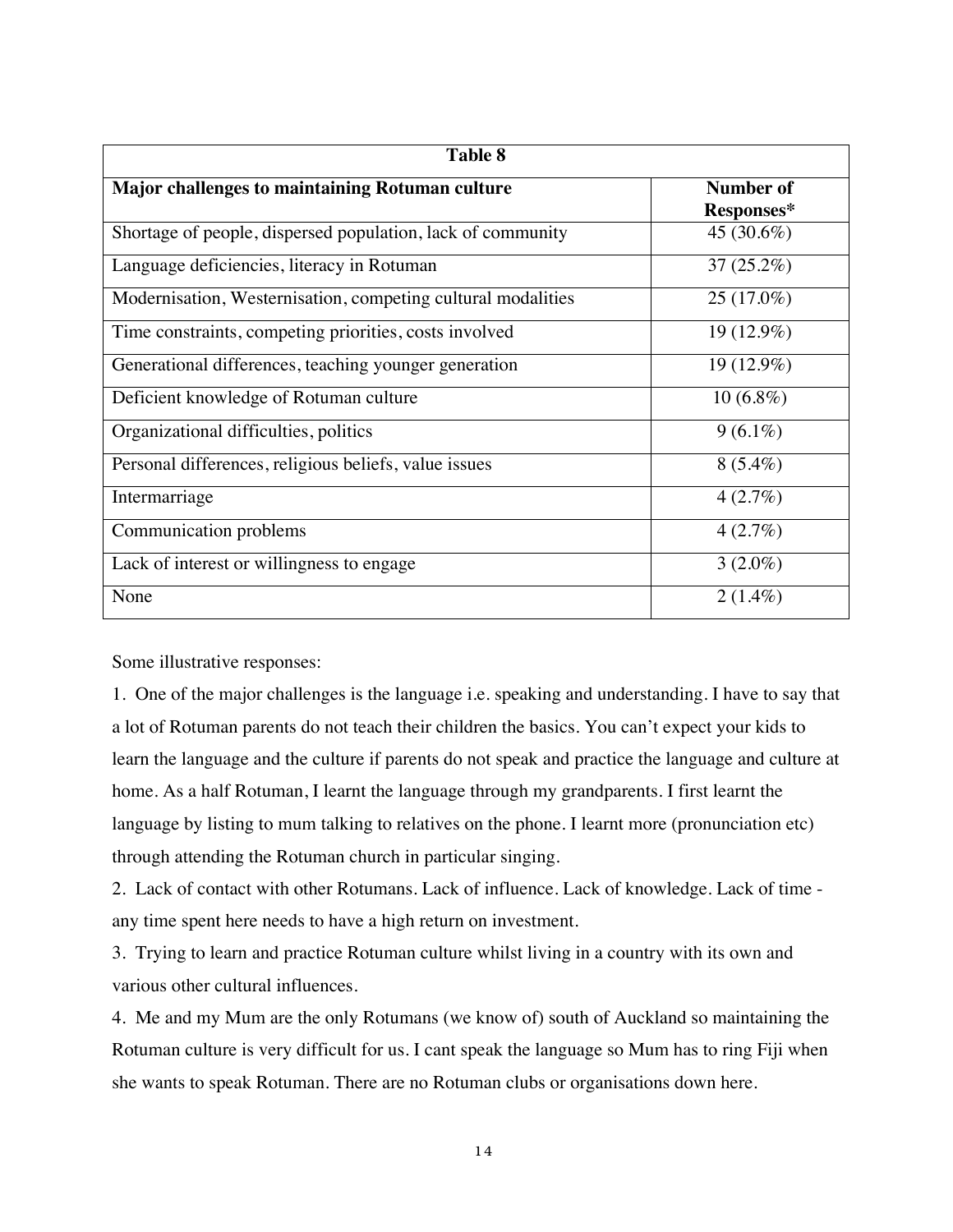| Table 8 | |
|---|---|
| **Major challenges to maintaining Rotuman culture** | **Number of Responses*** |
| Shortage of people, dispersed population, lack of community | 45 (30.6%) |
| Language deficiencies, literacy in Rotuman | 37 (25.2%) |
| Modernisation, Westernisation, competing cultural modalities | 25 (17.0%) |
| Time constraints, competing priorities, costs involved | 19 (12.9%) |
| Generational differences, teaching younger generation | 19 (12.9%) |
| Deficient knowledge of Rotuman culture | 10 (6.8%) |
| Organizational difficulties, politics | 9 (6.1%) |
| Personal differences, religious beliefs, value issues | 8 (5.4%) |
| Intermarriage | 4 (2.7%) |
| Communication problems | 4 (2.7%) |
| Lack of interest or willingness to engage | 3 (2.0%) |
| None | 2 (1.4%) |

Some illustrative responses:

1. One of the major challenges is the language i.e. speaking and understanding. I have to say that a lot of Rotuman parents do not teach their children the basics. You can't expect your kids to learn the language and the culture if parents do not speak and practice the language and culture at home. As a half Rotuman, I learnt the language through my grandparents. I first learnt the language by listing to mum talking to relatives on the phone. I learnt more (pronunciation etc) through attending the Rotuman church in particular singing.
2. Lack of contact with other Rotumans. Lack of influence. Lack of knowledge. Lack of time - any time spent here needs to have a high return on investment.
3. Trying to learn and practice Rotuman culture whilst living in a country with its own and various other cultural influences.
4. Me and my Mum are the only Rotumans (we know of) south of Auckland so maintaining the Rotuman culture is very difficult for us. I cant speak the language so Mum has to ring Fiji when she wants to speak Rotuman. There are no Rotuman clubs or organisations down here.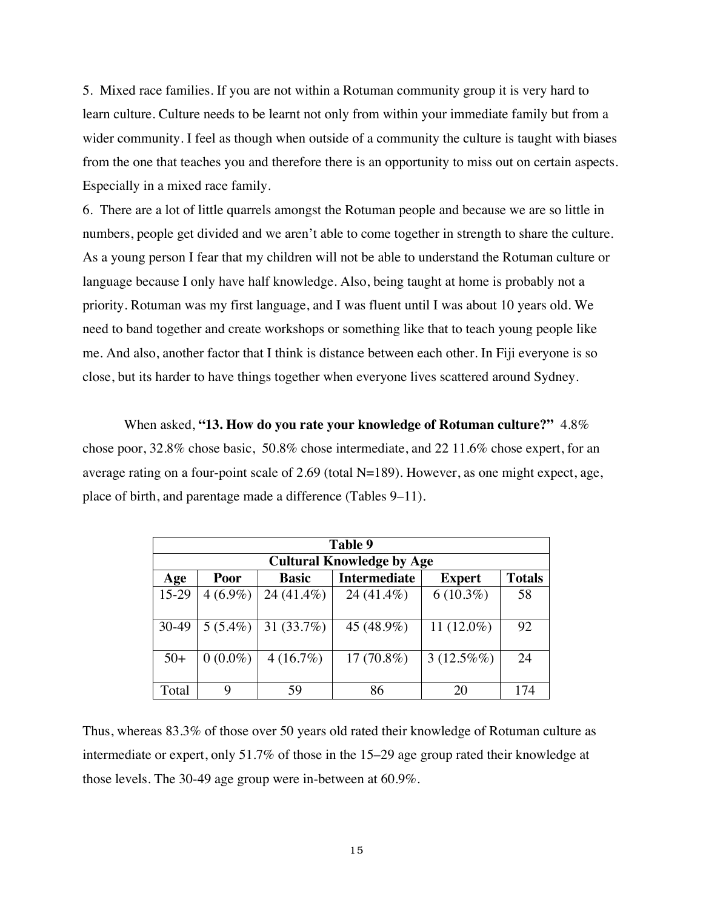5. Mixed race families. If you are not within a Rotuman community group it is very hard to learn culture. Culture needs to be learnt not only from within your immediate family but from a wider community. I feel as though when outside of a community the culture is taught with biases from the one that teaches you and therefore there is an opportunity to miss out on certain aspects. Especially in a mixed race family.

6. There are a lot of little quarrels amongst the Rotuman people and because we are so little in numbers, people get divided and we aren't able to come together in strength to share the culture. As a young person I fear that my children will not be able to understand the Rotuman culture or language because I only have half knowledge. Also, being taught at home is probably not a priority. Rotuman was my first language, and I was fluent until I was about 10 years old. We need to band together and create workshops or something like that to teach young people like me. And also, another factor that I think is distance between each other. In Fiji everyone is so close, but its harder to have things together when everyone lives scattered around Sydney.

When asked, **"13. How do you rate your knowledge of Rotuman culture?"** 4.8% chose poor, 32.8% chose basic, 50.8% chose intermediate, and 22 11.6% chose expert, for an average rating on a four-point scale of 2.69 (total N=189). However, as one might expect, age, place of birth, and parentage made a difference (Tables 9–11).

**Table 9**
**Cultural Knowledge by Age**

| Age | Poor | Basic | Intermediate | Expert | Totals |
|---|---|---|---|---|---|
| 15-29 | 4 (6.9%) | 24 (41.4%) | 24 (41.4%) | 6 (10.3%) | 58 |
| 30-49 | 5 (5.4%) | 31 (33.7%) | 45 (48.9%) | 11 (12.0%) | 92 |
| 50+ | 0 (0.0%) | 4 (16.7%) | 17 (70.8%) | 3 (12.5%%) | 24 |
| Total | 9 | 59 | 86 | 20 | 174 |

Thus, whereas 83.3% of those over 50 years old rated their knowledge of Rotuman culture as intermediate or expert, only 51.7% of those in the 15–29 age group rated their knowledge at those levels. The 30-49 age group were in-between at 60.9%.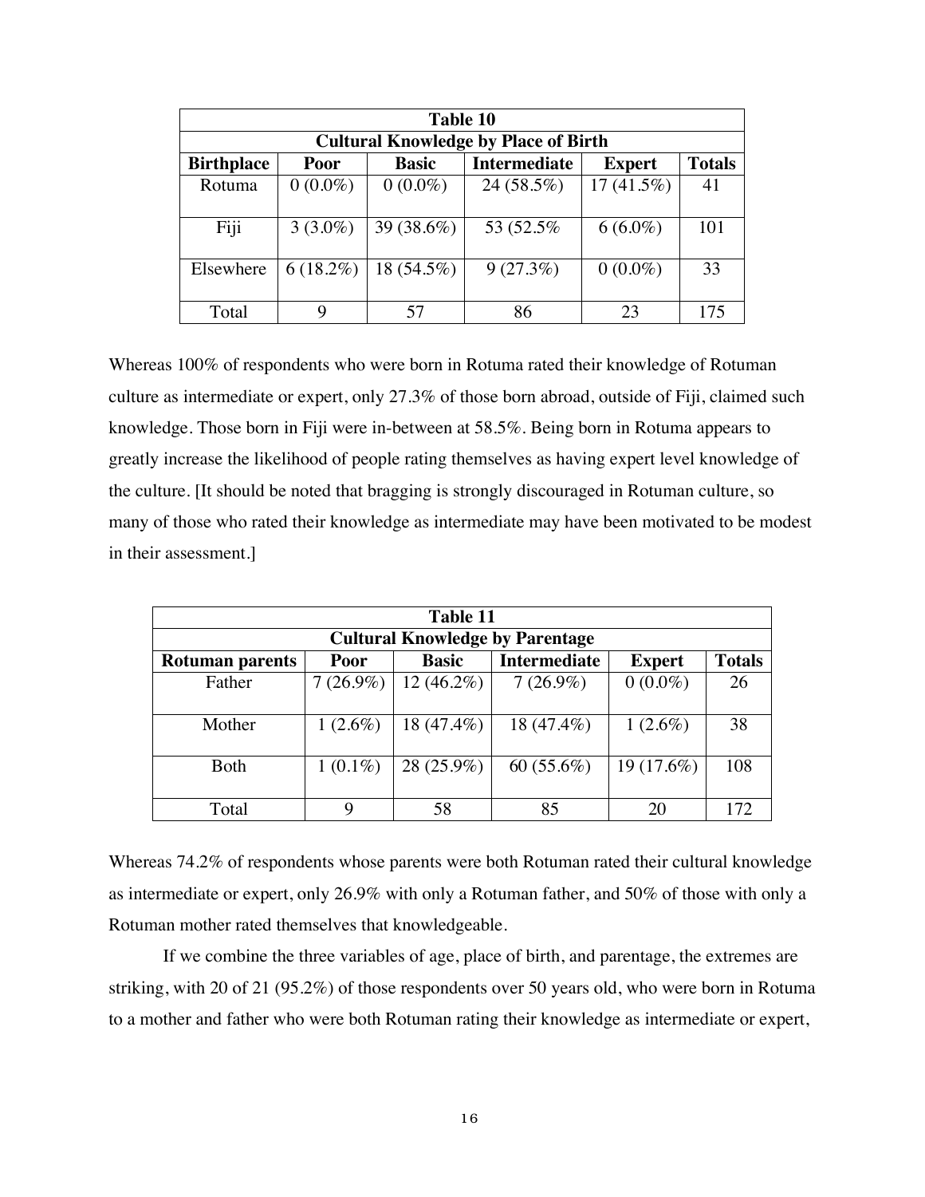| Table 10 | | | | | |
|---|---|---|---|---|---|
| **Cultural Knowledge by Place of Birth** | | | | | |
| **Birthplace** | **Poor** | **Basic** | **Intermediate** | **Expert** | **Totals** |
| Rotuma | 0 (0.0%) | 0 (0.0%) | 24 (58.5%) | 17 (41.5%) | 41 |
| Fiji | 3 (3.0%) | 39 (38.6%) | 53 (52.5% | 6 (6.0%) | 101 |
| Elsewhere | 6 (18.2%) | 18 (54.5%) | 9 (27.3%) | 0 (0.0%) | 33 |
| Total | 9 | 57 | 86 | 23 | 175 |

Whereas 100% of respondents who were born in Rotuma rated their knowledge of Rotuman culture as intermediate or expert, only 27.3% of those born abroad, outside of Fiji, claimed such knowledge. Those born in Fiji were in-between at 58.5%. Being born in Rotuma appears to greatly increase the likelihood of people rating themselves as having expert level knowledge of the culture. [It should be noted that bragging is strongly discouraged in Rotuman culture, so many of those who rated their knowledge as intermediate may have been motivated to be modest in their assessment.]

| Table 11 | | | | | |
|---|---|---|---|---|---|
| **Cultural Knowledge by Parentage** | | | | | |
| **Rotuman parents** | **Poor** | **Basic** | **Intermediate** | **Expert** | **Totals** |
| Father | 7 (26.9%) | 12 (46.2%) | 7 (26.9%) | 0 (0.0%) | 26 |
| Mother | 1 (2.6%) | 18 (47.4%) | 18 (47.4%) | 1 (2.6%) | 38 |
| Both | 1 (0.1%) | 28 (25.9%) | 60 (55.6%) | 19 (17.6%) | 108 |
| Total | 9 | 58 | 85 | 20 | 172 |

Whereas 74.2% of respondents whose parents were both Rotuman rated their cultural knowledge as intermediate or expert, only 26.9% with only a Rotuman father, and 50% of those with only a Rotuman mother rated themselves that knowledgeable.

If we combine the three variables of age, place of birth, and parentage, the extremes are striking, with 20 of 21 (95.2%) of those respondents over 50 years old, who were born in Rotuma to a mother and father who were both Rotuman rating their knowledge as intermediate or expert,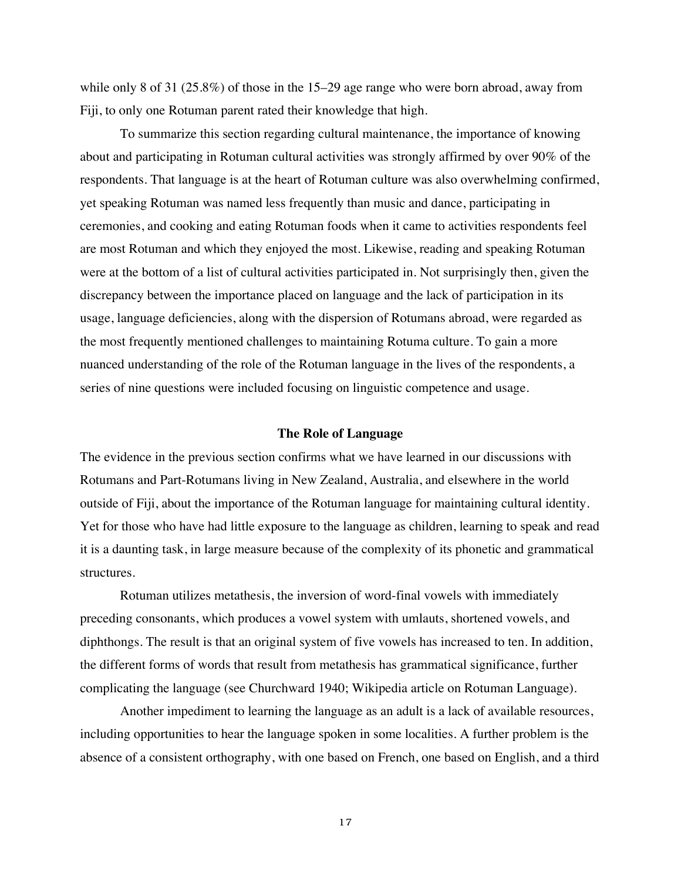while only 8 of 31 (25.8%) of those in the 15–29 age range who were born abroad, away from Fiji, to only one Rotuman parent rated their knowledge that high.

To summarize this section regarding cultural maintenance, the importance of knowing about and participating in Rotuman cultural activities was strongly affirmed by over 90% of the respondents. That language is at the heart of Rotuman culture was also overwhelming confirmed, yet speaking Rotuman was named less frequently than music and dance, participating in ceremonies, and cooking and eating Rotuman foods when it came to activities respondents feel are most Rotuman and which they enjoyed the most. Likewise, reading and speaking Rotuman were at the bottom of a list of cultural activities participated in. Not surprisingly then, given the discrepancy between the importance placed on language and the lack of participation in its usage, language deficiencies, along with the dispersion of Rotumans abroad, were regarded as the most frequently mentioned challenges to maintaining Rotuma culture. To gain a more nuanced understanding of the role of the Rotuman language in the lives of the respondents, a series of nine questions were included focusing on linguistic competence and usage.

## The Role of Language

The evidence in the previous section confirms what we have learned in our discussions with Rotumans and Part-Rotumans living in New Zealand, Australia, and elsewhere in the world outside of Fiji, about the importance of the Rotuman language for maintaining cultural identity. Yet for those who have had little exposure to the language as children, learning to speak and read it is a daunting task, in large measure because of the complexity of its phonetic and grammatical structures.

Rotuman utilizes metathesis, the inversion of word-final vowels with immediately preceding consonants, which produces a vowel system with umlauts, shortened vowels, and diphthongs. The result is that an original system of five vowels has increased to ten. In addition, the different forms of words that result from metathesis has grammatical significance, further complicating the language (see Churchward 1940; Wikipedia article on Rotuman Language).

Another impediment to learning the language as an adult is a lack of available resources, including opportunities to hear the language spoken in some localities. A further problem is the absence of a consistent orthography, with one based on French, one based on English, and a third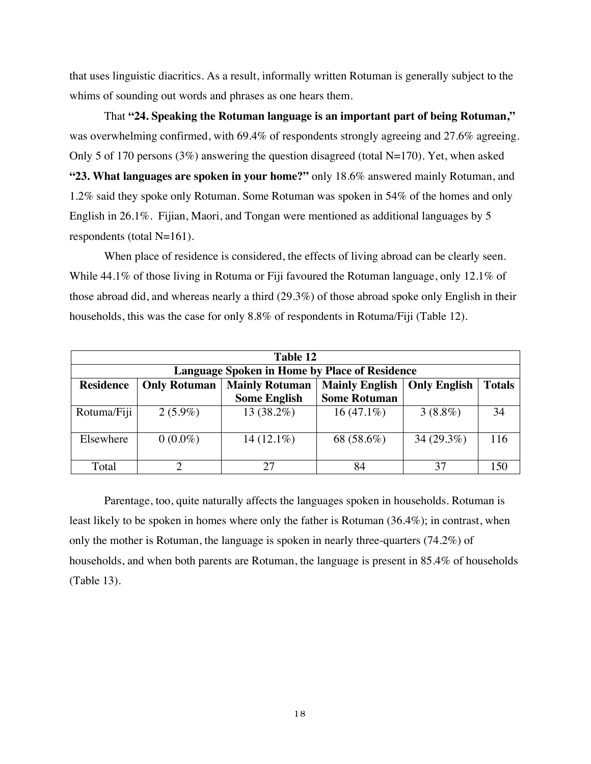that uses linguistic diacritics. As a result, informally written Rotuman is generally subject to the whims of sounding out words and phrases as one hears them.

That **"24. Speaking the Rotuman language is an important part of being Rotuman,"** was overwhelming confirmed, with 69.4% of respondents strongly agreeing and 27.6% agreeing. Only 5 of 170 persons (3%) answering the question disagreed (total N=170). Yet, when asked **"23. What languages are spoken in your home?"** only 18.6% answered mainly Rotuman, and 1.2% said they spoke only Rotuman. Some Rotuman was spoken in 54% of the homes and only English in 26.1%. Fijian, Maori, and Tongan were mentioned as additional languages by 5 respondents (total N=161).

When place of residence is considered, the effects of living abroad can be clearly seen. While 44.1% of those living in Rotuma or Fiji favoured the Rotuman language, only 12.1% of those abroad did, and whereas nearly a third (29.3%) of those abroad spoke only English in their households, this was the case for only 8.8% of respondents in Rotuma/Fiji (Table 12).

**Table 12**

**Language Spoken in Home by Place of Residence**

| Residence | Only Rotuman | Mainly Rotuman Some English | Mainly English Some Rotuman | Only English | Totals |
|---|---|---|---|---|---|
| Rotuma/Fiji | 2 (5.9%) | 13 (38.2%) | 16 (47.1%) | 3 (8.8%) | 34 |
| Elsewhere | 0 (0.0%) | 14 (12.1%) | 68 (58.6%) | 34 (29.3%) | 116 |
| Total | 2 | 27 | 84 | 37 | 150 |

Parentage, too, quite naturally affects the languages spoken in households. Rotuman is least likely to be spoken in homes where only the father is Rotuman (36.4%); in contrast, when only the mother is Rotuman, the language is spoken in nearly three-quarters (74.2%) of households, and when both parents are Rotuman, the language is present in 85.4% of households (Table 13).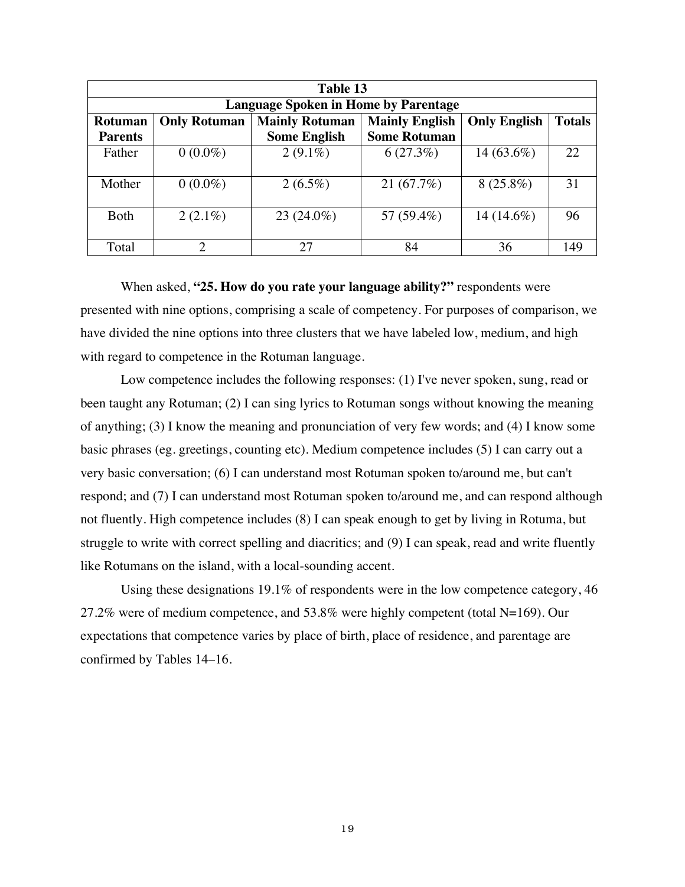| Table 13 | | | | | |
|---|---|---|---|---|---|
| **Language Spoken in Home by Parentage** | | | | | |
| **Rotuman Parents** | **Only Rotuman** | **Mainly Rotuman Some English** | **Mainly English Some Rotuman** | **Only English** | **Totals** |
| Father | 0 (0.0%) | 2 (9.1%) | 6 (27.3%) | 14 (63.6%) | 22 |
| Mother | 0 (0.0%) | 2 (6.5%) | 21 (67.7%) | 8 (25.8%) | 31 |
| Both | 2 (2.1%) | 23 (24.0%) | 57 (59.4%) | 14 (14.6%) | 96 |
| Total | 2 | 27 | 84 | 36 | 149 |

When asked, **"25. How do you rate your language ability?"** respondents were presented with nine options, comprising a scale of competency. For purposes of comparison, we have divided the nine options into three clusters that we have labeled low, medium, and high with regard to competence in the Rotuman language.

Low competence includes the following responses: (1) I've never spoken, sung, read or been taught any Rotuman; (2) I can sing lyrics to Rotuman songs without knowing the meaning of anything; (3) I know the meaning and pronunciation of very few words; and (4) I know some basic phrases (eg. greetings, counting etc). Medium competence includes (5) I can carry out a very basic conversation; (6) I can understand most Rotuman spoken to/around me, but can't respond; and (7) I can understand most Rotuman spoken to/around me, and can respond although not fluently. High competence includes (8) I can speak enough to get by living in Rotuma, but struggle to write with correct spelling and diacritics; and (9) I can speak, read and write fluently like Rotumans on the island, with a local-sounding accent.

Using these designations 19.1% of respondents were in the low competence category, 46 27.2% were of medium competence, and 53.8% were highly competent (total N=169). Our expectations that competence varies by place of birth, place of residence, and parentage are confirmed by Tables 14–16.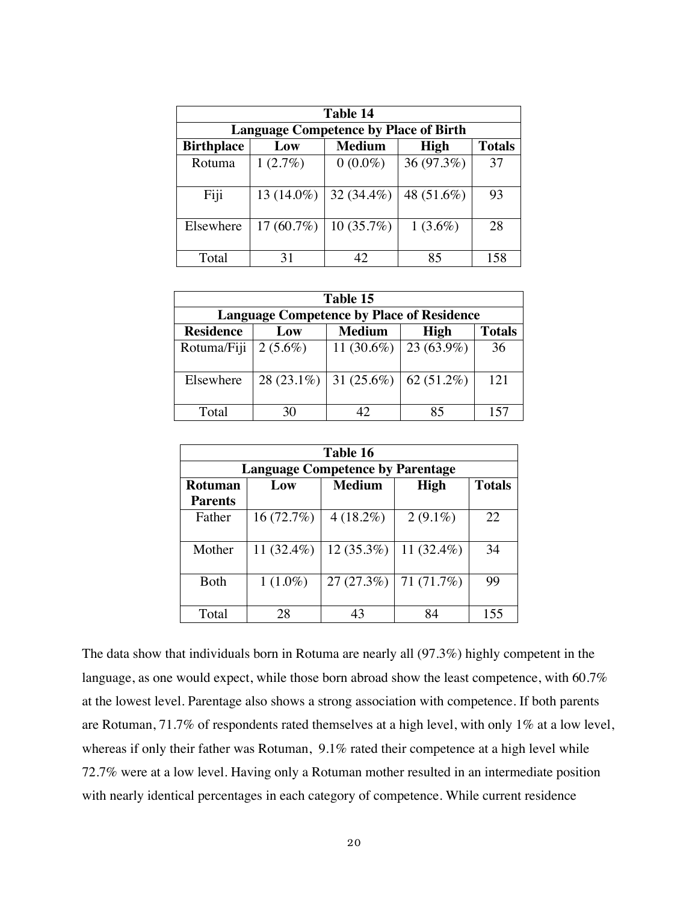| Table 14 | | | | |
|---|---|---|---|---|
| **Language Competence by Place of Birth** | | | | |
| **Birthplace** | **Low** | **Medium** | **High** | **Totals** |
| Rotuma | 1 (2.7%) | 0 (0.0%) | 36 (97.3%) | 37 |
| Fiji | 13 (14.0%) | 32 (34.4%) | 48 (51.6%) | 93 |
| Elsewhere | 17 (60.7%) | 10 (35.7%) | 1 (3.6%) | 28 |
| Total | 31 | 42 | 85 | 158 |

| Table 15 | | | | |
|---|---|---|---|---|
| **Language Competence by Place of Residence** | | | | |
| **Residence** | **Low** | **Medium** | **High** | **Totals** |
| Rotuma/Fiji | 2 (5.6%) | 11 (30.6%) | 23 (63.9%) | 36 |
| Elsewhere | 28 (23.1%) | 31 (25.6%) | 62 (51.2%) | 121 |
| Total | 30 | 42 | 85 | 157 |

| Table 16 | | | | |
|---|---|---|---|---|
| **Language Competence by Parentage** | | | | |
| **Rotuman Parents** | **Low** | **Medium** | **High** | **Totals** |
| Father | 16 (72.7%) | 4 (18.2%) | 2 (9.1%) | 22 |
| Mother | 11 (32.4%) | 12 (35.3%) | 11 (32.4%) | 34 |
| Both | 1 (1.0%) | 27 (27.3%) | 71 (71.7%) | 99 |
| Total | 28 | 43 | 84 | 155 |

The data show that individuals born in Rotuma are nearly all (97.3%) highly competent in the language, as one would expect, while those born abroad show the least competence, with 60.7% at the lowest level. Parentage also shows a strong association with competence. If both parents are Rotuman, 71.7% of respondents rated themselves at a high level, with only 1% at a low level, whereas if only their father was Rotuman, 9.1% rated their competence at a high level while 72.7% were at a low level. Having only a Rotuman mother resulted in an intermediate position with nearly identical percentages in each category of competence. While current residence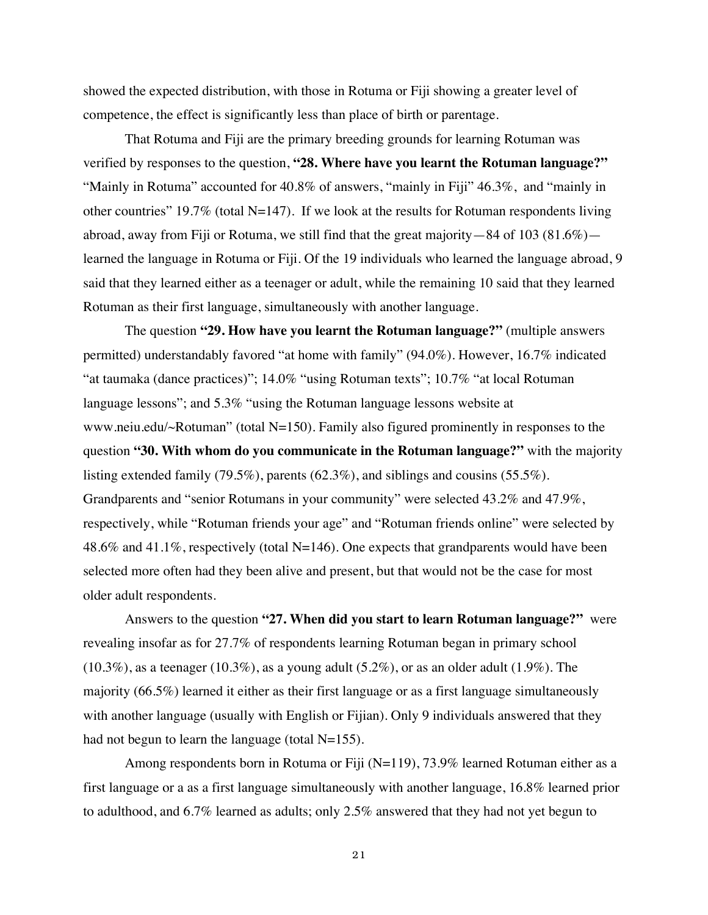showed the expected distribution, with those in Rotuma or Fiji showing a greater level of competence, the effect is significantly less than place of birth or parentage.

That Rotuma and Fiji are the primary breeding grounds for learning Rotuman was verified by responses to the question, **"28. Where have you learnt the Rotuman language?"** "Mainly in Rotuma" accounted for 40.8% of answers, "mainly in Fiji" 46.3%, and "mainly in other countries" 19.7% (total N=147). If we look at the results for Rotuman respondents living abroad, away from Fiji or Rotuma, we still find that the great majority—84 of 103 (81.6%)—learned the language in Rotuma or Fiji. Of the 19 individuals who learned the language abroad, 9 said that they learned either as a teenager or adult, while the remaining 10 said that they learned Rotuman as their first language, simultaneously with another language.

The question **"29. How have you learnt the Rotuman language?"** (multiple answers permitted) understandably favored "at home with family" (94.0%). However, 16.7% indicated "at taumaka (dance practices)"; 14.0% "using Rotuman texts"; 10.7% "at local Rotuman language lessons"; and 5.3% "using the Rotuman language lessons website at www.neiu.edu/~Rotuman" (total N=150). Family also figured prominently in responses to the question **"30. With whom do you communicate in the Rotuman language?"** with the majority listing extended family (79.5%), parents (62.3%), and siblings and cousins (55.5%). Grandparents and "senior Rotumans in your community" were selected 43.2% and 47.9%, respectively, while "Rotuman friends your age" and "Rotuman friends online" were selected by 48.6% and 41.1%, respectively (total N=146). One expects that grandparents would have been selected more often had they been alive and present, but that would not be the case for most older adult respondents.

Answers to the question **"27. When did you start to learn Rotuman language?"** were revealing insofar as for 27.7% of respondents learning Rotuman began in primary school (10.3%), as a teenager (10.3%), as a young adult (5.2%), or as an older adult (1.9%). The majority (66.5%) learned it either as their first language or as a first language simultaneously with another language (usually with English or Fijian). Only 9 individuals answered that they had not begun to learn the language (total N=155).

Among respondents born in Rotuma or Fiji (N=119), 73.9% learned Rotuman either as a first language or a as a first language simultaneously with another language, 16.8% learned prior to adulthood, and 6.7% learned as adults; only 2.5% answered that they had not yet begun to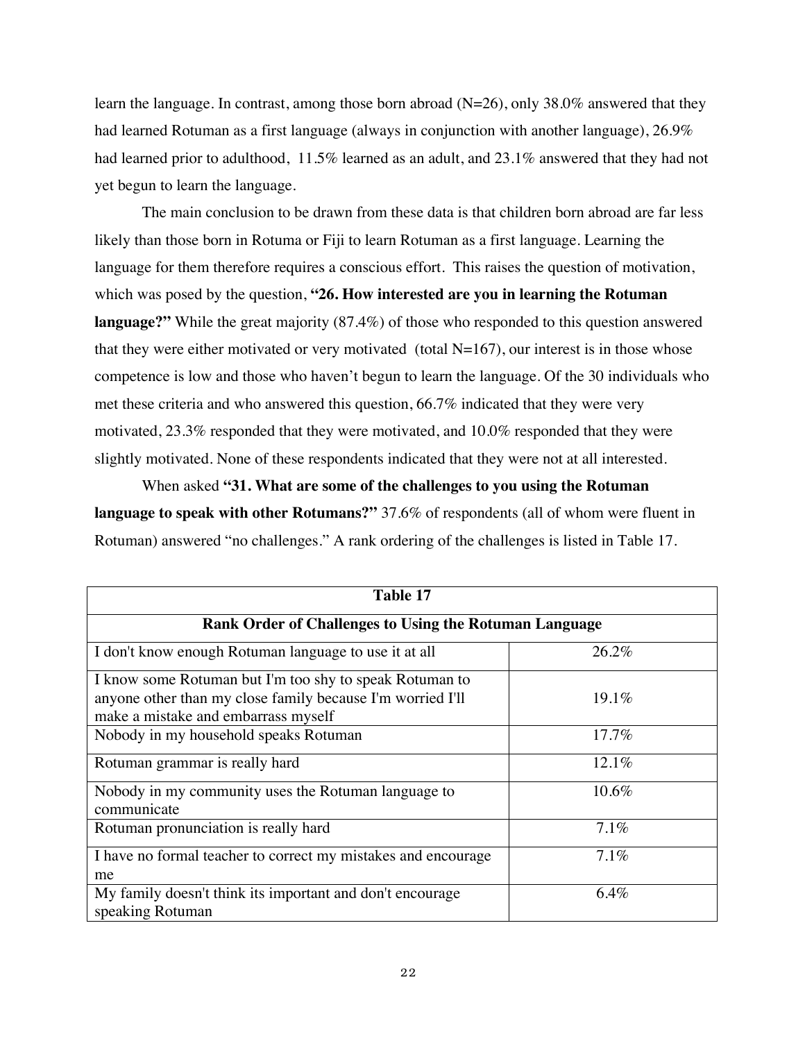learn the language. In contrast, among those born abroad (N=26), only 38.0% answered that they had learned Rotuman as a first language (always in conjunction with another language), 26.9% had learned prior to adulthood, 11.5% learned as an adult, and 23.1% answered that they had not yet begun to learn the language.

The main conclusion to be drawn from these data is that children born abroad are far less likely than those born in Rotuma or Fiji to learn Rotuman as a first language. Learning the language for them therefore requires a conscious effort. This raises the question of motivation, which was posed by the question, **"26. How interested are you in learning the Rotuman language?"** While the great majority (87.4%) of those who responded to this question answered that they were either motivated or very motivated (total N=167), our interest is in those whose competence is low and those who haven't begun to learn the language. Of the 30 individuals who met these criteria and who answered this question, 66.7% indicated that they were very motivated, 23.3% responded that they were motivated, and 10.0% responded that they were slightly motivated. None of these respondents indicated that they were not at all interested.

When asked **"31. What are some of the challenges to you using the Rotuman language to speak with other Rotumans?"** 37.6% of respondents (all of whom were fluent in Rotuman) answered "no challenges." A rank ordering of the challenges is listed in Table 17.

| **Table 17** | |
|---|---|
| **Rank Order of Challenges to Using the Rotuman Language** | |
| I don't know enough Rotuman language to use it at all | 26.2% |
| I know some Rotuman but I'm too shy to speak Rotuman to anyone other than my close family because I'm worried I'll make a mistake and embarrass myself | 19.1% |
| Nobody in my household speaks Rotuman | 17.7% |
| Rotuman grammar is really hard | 12.1% |
| Nobody in my community uses the Rotuman language to communicate | 10.6% |
| Rotuman pronunciation is really hard | 7.1% |
| I have no formal teacher to correct my mistakes and encourage me | 7.1% |
| My family doesn't think its important and don't encourage speaking Rotuman | 6.4% |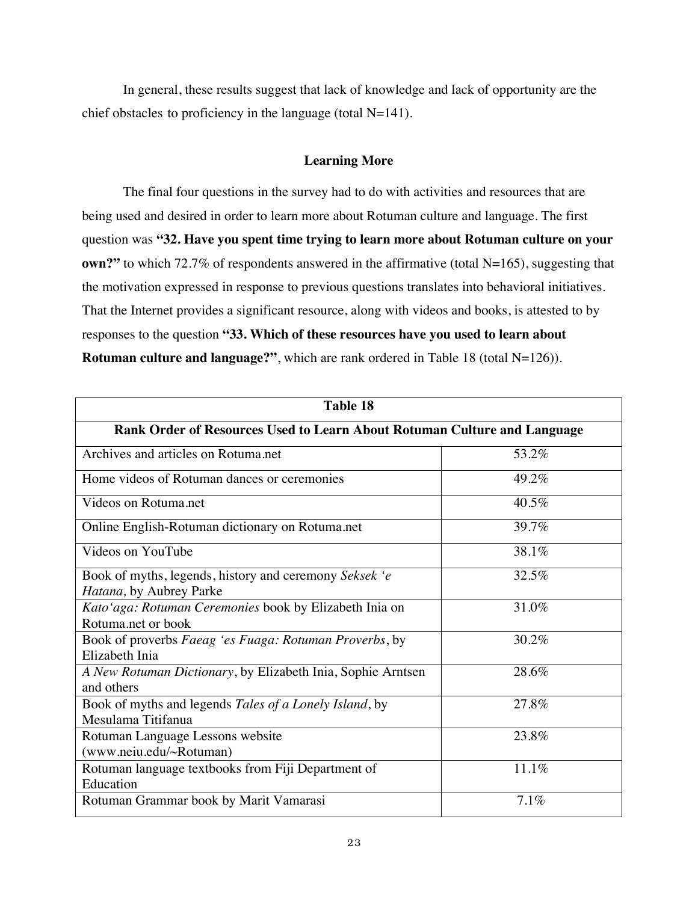In general, these results suggest that lack of knowledge and lack of opportunity are the chief obstacles to proficiency in the language (total N=141).

## Learning More

The final four questions in the survey had to do with activities and resources that are being used and desired in order to learn more about Rotuman culture and language. The first question was **"32. Have you spent time trying to learn more about Rotuman culture on your own?"** to which 72.7% of respondents answered in the affirmative (total N=165), suggesting that the motivation expressed in response to previous questions translates into behavioral initiatives. That the Internet provides a significant resource, along with videos and books, is attested to by responses to the question **"33. Which of these resources have you used to learn about Rotuman culture and language?"**, which are rank ordered in Table 18 (total N=126)).

| **Table 18** | |
|---|---|
| **Rank Order of Resources Used to Learn About Rotuman Culture and Language** | |
| Archives and articles on Rotuma.net | 53.2% |
| Home videos of Rotuman dances or ceremonies | 49.2% |
| Videos on Rotuma.net | 40.5% |
| Online English-Rotuman dictionary on Rotuma.net | 39.7% |
| Videos on YouTube | 38.1% |
| Book of myths, legends, history and ceremony *Seksek ‘e Hatana,* by Aubrey Parke | 32.5% |
| *Kato‘aga: Rotuman Ceremonies* book by Elizabeth Inia on Rotuma.net or book | 31.0% |
| Book of proverbs *Faeag ‘es Fuaga: Rotuman Proverbs*, by Elizabeth Inia | 30.2% |
| *A New Rotuman Dictionary*, by Elizabeth Inia, Sophie Arntsen and others | 28.6% |
| Book of myths and legends *Tales of a Lonely Island*, by Mesulama Titifanua | 27.8% |
| Rotuman Language Lessons website (www.neiu.edu/~Rotuman) | 23.8% |
| Rotuman language textbooks from Fiji Department of Education | 11.1% |
| Rotuman Grammar book by Marit Vamarasi | 7.1% |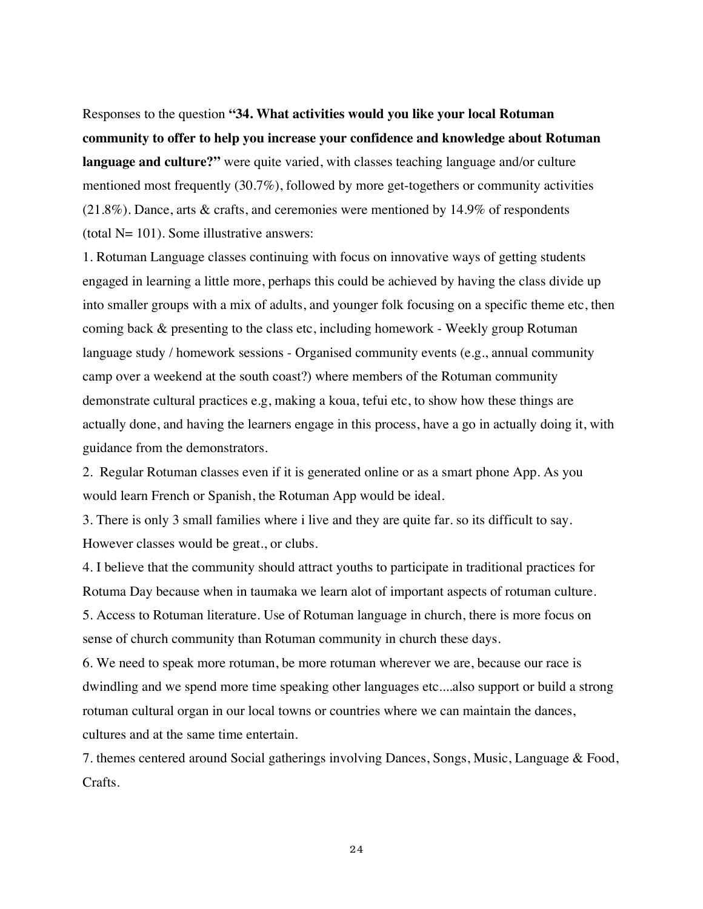Responses to the question **"34. What activities would you like your local Rotuman community to offer to help you increase your confidence and knowledge about Rotuman language and culture?"** were quite varied, with classes teaching language and/or culture mentioned most frequently (30.7%), followed by more get-togethers or community activities (21.8%). Dance, arts & crafts, and ceremonies were mentioned by 14.9% of respondents (total N= 101). Some illustrative answers:

1. Rotuman Language classes continuing with focus on innovative ways of getting students engaged in learning a little more, perhaps this could be achieved by having the class divide up into smaller groups with a mix of adults, and younger folk focusing on a specific theme etc, then coming back & presenting to the class etc, including homework - Weekly group Rotuman language study / homework sessions - Organised community events (e.g., annual community camp over a weekend at the south coast?) where members of the Rotuman community demonstrate cultural practices e.g, making a koua, tefui etc, to show how these things are actually done, and having the learners engage in this process, have a go in actually doing it, with guidance from the demonstrators.
2. Regular Rotuman classes even if it is generated online or as a smart phone App. As you would learn French or Spanish, the Rotuman App would be ideal.
3. There is only 3 small families where i live and they are quite far. so its difficult to say. However classes would be great., or clubs.
4. I believe that the community should attract youths to participate in traditional practices for Rotuma Day because when in taumaka we learn alot of important aspects of rotuman culture.
5. Access to Rotuman literature. Use of Rotuman language in church, there is more focus on sense of church community than Rotuman community in church these days.
6. We need to speak more rotuman, be more rotuman wherever we are, because our race is dwindling and we spend more time speaking other languages etc....also support or build a strong rotuman cultural organ in our local towns or countries where we can maintain the dances, cultures and at the same time entertain.
7. themes centered around Social gatherings involving Dances, Songs, Music, Language & Food, Crafts.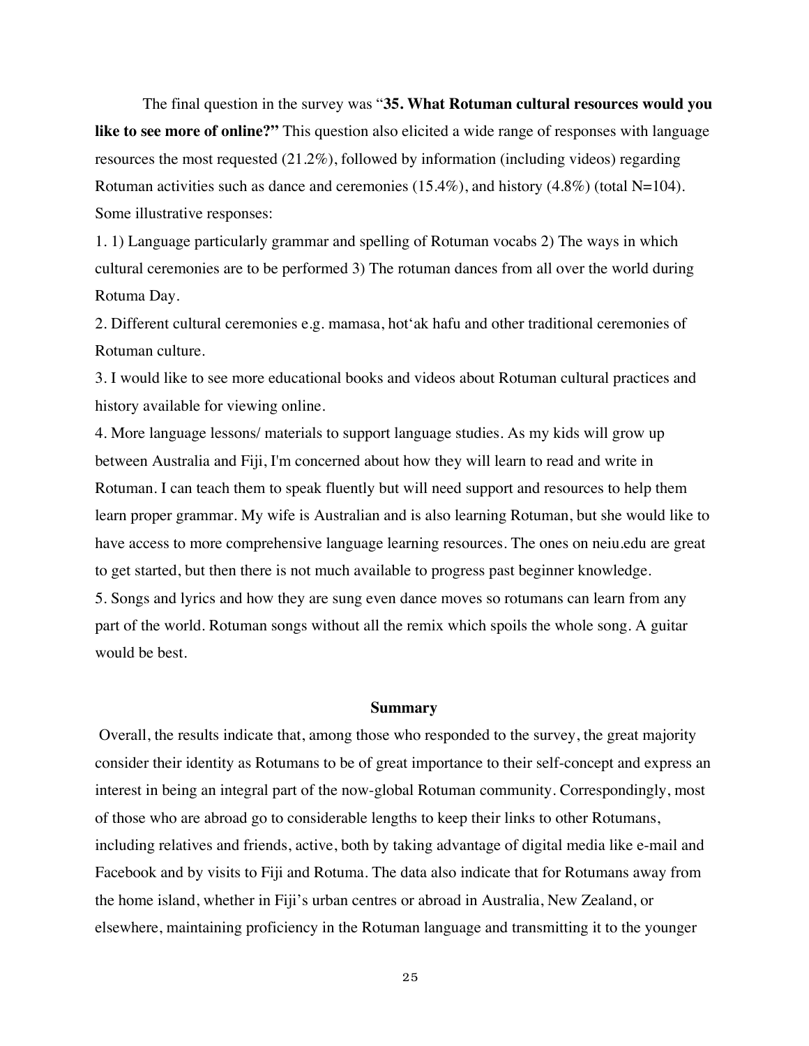The final question in the survey was "**35. What Rotuman cultural resources would you like to see more of online?"** This question also elicited a wide range of responses with language resources the most requested (21.2%), followed by information (including videos) regarding Rotuman activities such as dance and ceremonies (15.4%), and history (4.8%) (total N=104). Some illustrative responses:

1. 1) Language particularly grammar and spelling of Rotuman vocabs 2) The ways in which cultural ceremonies are to be performed 3) The rotuman dances from all over the world during Rotuma Day.
2. Different cultural ceremonies e.g. mamasa, hot'ak hafu and other traditional ceremonies of Rotuman culture.
3. I would like to see more educational books and videos about Rotuman cultural practices and history available for viewing online.
4. More language lessons/ materials to support language studies. As my kids will grow up between Australia and Fiji, I'm concerned about how they will learn to read and write in Rotuman. I can teach them to speak fluently but will need support and resources to help them learn proper grammar. My wife is Australian and is also learning Rotuman, but she would like to have access to more comprehensive language learning resources. The ones on neiu.edu are great to get started, but then there is not much available to progress past beginner knowledge.
5. Songs and lyrics and how they are sung even dance moves so rotumans can learn from any part of the world. Rotuman songs without all the remix which spoils the whole song. A guitar would be best.

## Summary

Overall, the results indicate that, among those who responded to the survey, the great majority consider their identity as Rotumans to be of great importance to their self-concept and express an interest in being an integral part of the now-global Rotuman community. Correspondingly, most of those who are abroad go to considerable lengths to keep their links to other Rotumans, including relatives and friends, active, both by taking advantage of digital media like e-mail and Facebook and by visits to Fiji and Rotuma. The data also indicate that for Rotumans away from the home island, whether in Fiji's urban centres or abroad in Australia, New Zealand, or elsewhere, maintaining proficiency in the Rotuman language and transmitting it to the younger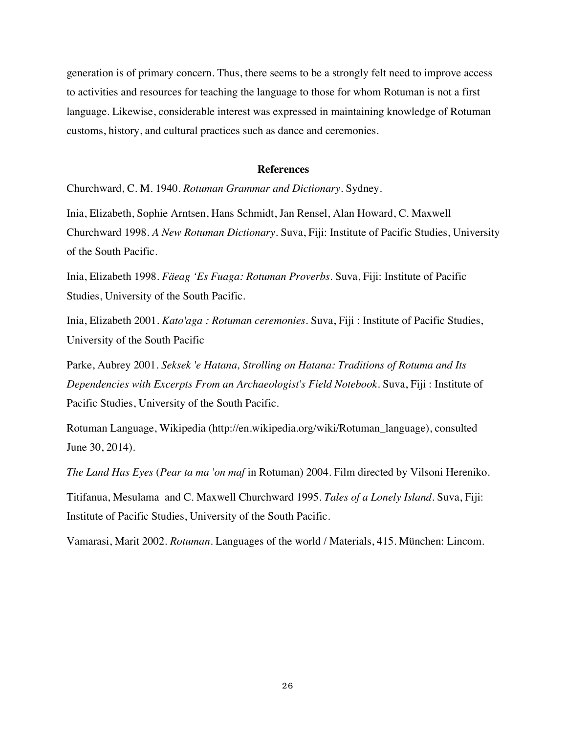generation is of primary concern. Thus, there seems to be a strongly felt need to improve access to activities and resources for teaching the language to those for whom Rotuman is not a first language. Likewise, considerable interest was expressed in maintaining knowledge of Rotuman customs, history, and cultural practices such as dance and ceremonies.

## References

Churchward, C. M. 1940. *Rotuman Grammar and Dictionary*. Sydney.

Inia, Elizabeth, Sophie Arntsen, Hans Schmidt, Jan Rensel, Alan Howard, C. Maxwell Churchward 1998. *A New Rotuman Dictionary*. Suva, Fiji: Institute of Pacific Studies, University of the South Pacific.

Inia, Elizabeth 1998. *Fäeag 'Es Fuaga: Rotuman Proverbs*. Suva, Fiji: Institute of Pacific Studies, University of the South Pacific.

Inia, Elizabeth 2001. *Kato'aga : Rotuman ceremonies*. Suva, Fiji : Institute of Pacific Studies, University of the South Pacific

Parke, Aubrey 2001. *Seksek 'e Hatana, Strolling on Hatana: Traditions of Rotuma and Its Dependencies with Excerpts From an Archaeologist's Field Notebook*. Suva, Fiji : Institute of Pacific Studies, University of the South Pacific.

Rotuman Language, Wikipedia (http://en.wikipedia.org/wiki/Rotuman_language), consulted June 30, 2014).

*The Land Has Eyes* (*Pear ta ma 'on maf* in Rotuman) 2004. Film directed by Vilsoni Hereniko.

Titifanua, Mesulama and C. Maxwell Churchward 1995. *Tales of a Lonely Island*. Suva, Fiji: Institute of Pacific Studies, University of the South Pacific.

Vamarasi, Marit 2002. *Rotuman*. Languages of the world / Materials, 415. München: Lincom.